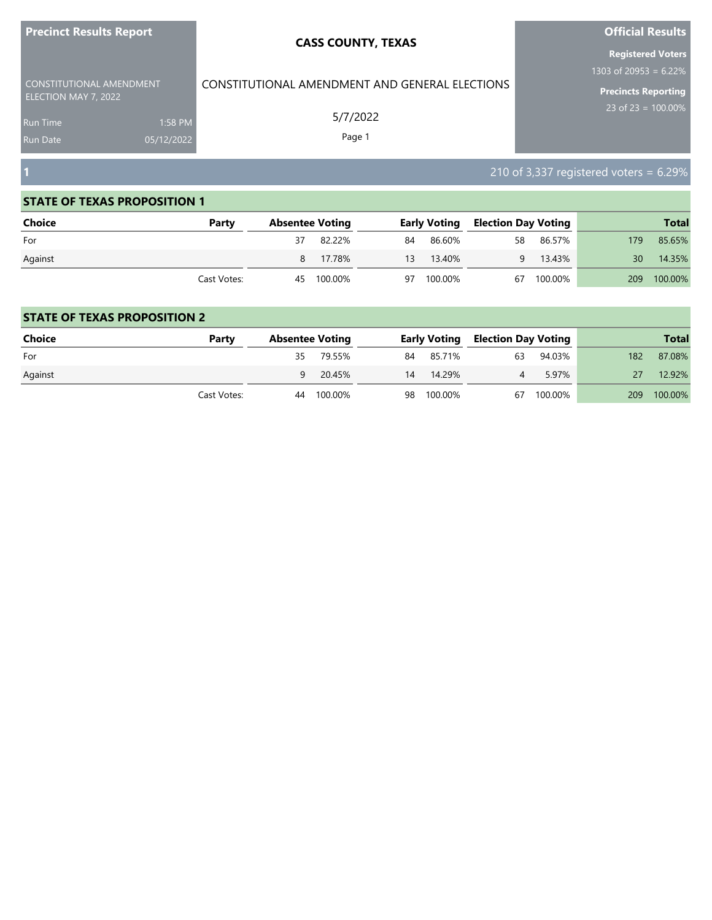**Precinct Results Report**

CONSTITUTIONAL AMENDMENT ELECTION MAY 7, 2022

Run Time 1:58 PM

Run Date 05/12/2022

# CASS COUNTY, TEXAS

CONSTITUTIONAL AMENDMENT AND GENERAL ELECTIONS

5/7/2022

**Official Results**

**Registered Voters**

1303 of 20953 = 6.22%

**Precincts Reporting**

23 of 23 = 100.00%

## 1

210 of 3,337 registered voters = 6.29%

### STATE OF TEXAS PROPOSITION 1

| Choice | Party | Absentee Voting | | Early Voting | | Election Day Voting | | Total | |
|---|---|---|---|---|---|---|---|---|---|
| For | | 37 | 82.22% | 84 | 86.60% | 58 | 86.57% | 179 | 85.65% |
| Against | | 8 | 17.78% | 13 | 13.40% | 9 | 13.43% | 30 | 14.35% |
| | Cast Votes: | 45 | 100.00% | 97 | 100.00% | 67 | 100.00% | 209 | 100.00% |

### STATE OF TEXAS PROPOSITION 2

| Choice | Party | Absentee Voting | | Early Voting | | Election Day Voting | | Total | |
|---|---|---|---|---|---|---|---|---|---|
| For | | 35 | 79.55% | 84 | 85.71% | 63 | 94.03% | 182 | 87.08% |
| Against | | 9 | 20.45% | 14 | 14.29% | 4 | 5.97% | 27 | 12.92% |
| | Cast Votes: | 44 | 100.00% | 98 | 100.00% | 67 | 100.00% | 209 | 100.00% |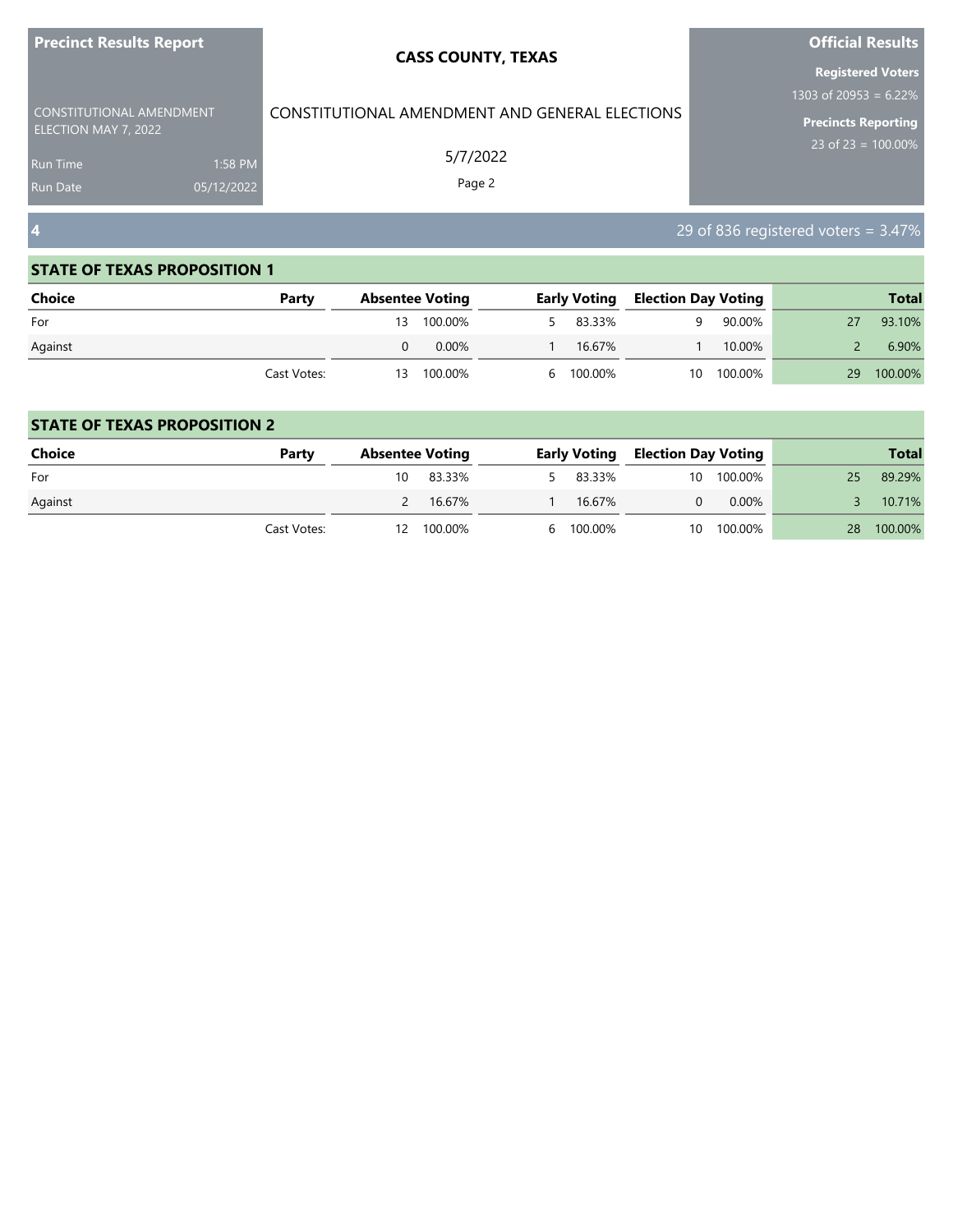**4** — 29 of 836 registered voters = 3.47%

## STATE OF TEXAS PROPOSITION 1

| Choice | Party | Absentee Voting | | Early Voting | | Election Day Voting | | Total | |
|---|---|---|---|---|---|---|---|---|---|
| For | | 13 | 100.00% | 5 | 83.33% | 9 | 90.00% | 27 | 93.10% |
| Against | | 0 | 0.00% | 1 | 16.67% | 1 | 10.00% | 2 | 6.90% |
| | Cast Votes: | 13 | 100.00% | 6 | 100.00% | 10 | 100.00% | 29 | 100.00% |

## STATE OF TEXAS PROPOSITION 2

| Choice | Party | Absentee Voting | | Early Voting | | Election Day Voting | | Total | |
|---|---|---|---|---|---|---|---|---|---|
| For | | 10 | 83.33% | 5 | 83.33% | 10 | 100.00% | 25 | 89.29% |
| Against | | 2 | 16.67% | 1 | 16.67% | 0 | 0.00% | 3 | 10.71% |
| | Cast Votes: | 12 | 100.00% | 6 | 100.00% | 10 | 100.00% | 28 | 100.00% |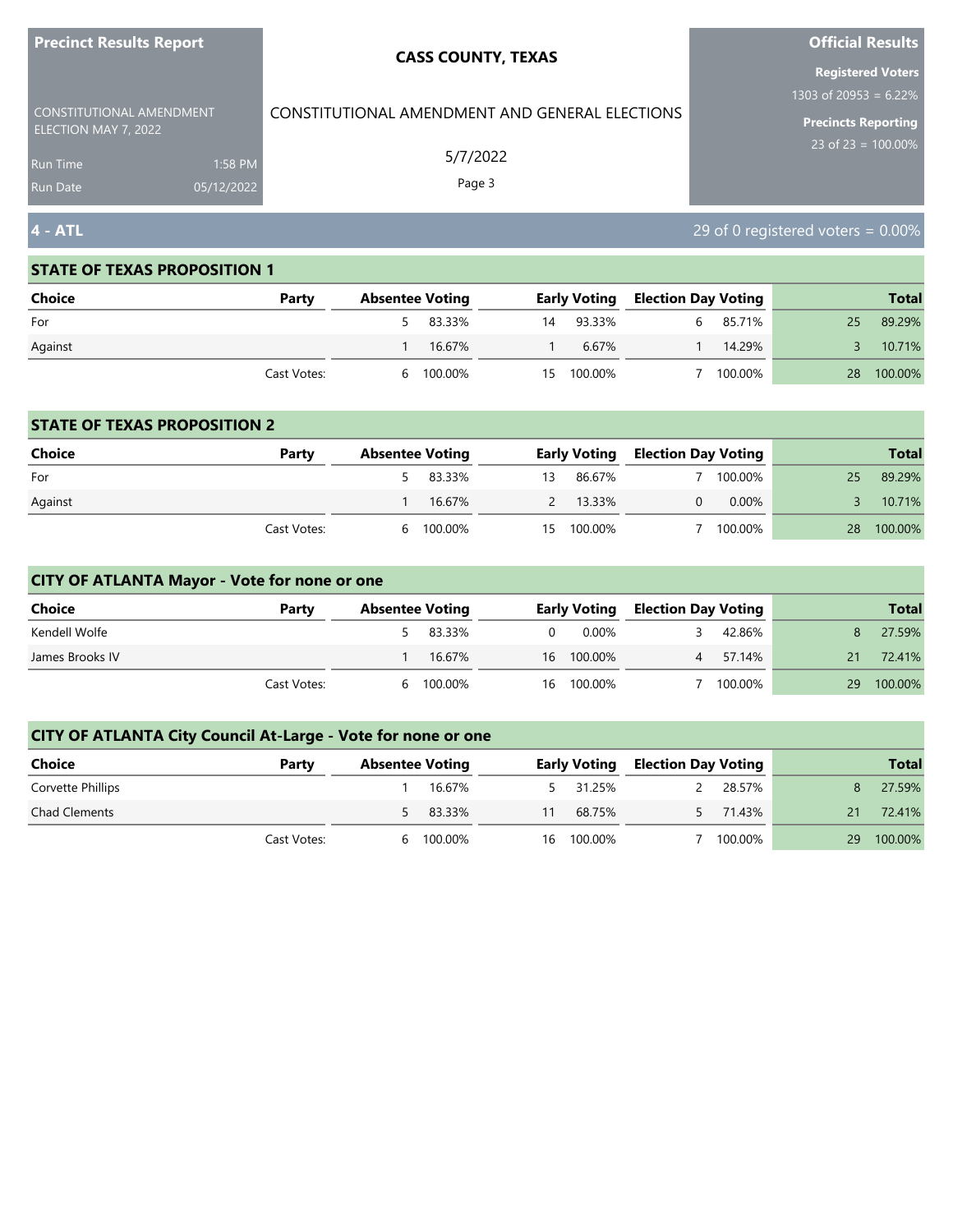# Precinct Results Report

**CASS COUNTY, TEXAS**

CONSTITUTIONAL AMENDMENT ELECTION MAY 7, 2022

CONSTITUTIONAL AMENDMENT AND GENERAL ELECTIONS

5/7/2022

Run Time 1:58 PM
Run Date 05/12/2022

**Official Results**

**Registered Voters**
1303 of 20953 = 6.22%

**Precincts Reporting**
23 of 23 = 100.00%

## 4 - ATL

29 of 0 registered voters = 0.00%

### STATE OF TEXAS PROPOSITION 1

| Choice | Party | Absentee Voting | | Early Voting | | Election Day Voting | | Total | |
|---|---|---|---|---|---|---|---|---|---|
| For | | 5 | 83.33% | 14 | 93.33% | 6 | 85.71% | 25 | 89.29% |
| Against | | 1 | 16.67% | 1 | 6.67% | 1 | 14.29% | 3 | 10.71% |
| | Cast Votes: | 6 | 100.00% | 15 | 100.00% | 7 | 100.00% | 28 | 100.00% |

### STATE OF TEXAS PROPOSITION 2

| Choice | Party | Absentee Voting | | Early Voting | | Election Day Voting | | Total | |
|---|---|---|---|---|---|---|---|---|---|
| For | | 5 | 83.33% | 13 | 86.67% | 7 | 100.00% | 25 | 89.29% |
| Against | | 1 | 16.67% | 2 | 13.33% | 0 | 0.00% | 3 | 10.71% |
| | Cast Votes: | 6 | 100.00% | 15 | 100.00% | 7 | 100.00% | 28 | 100.00% |

### CITY OF ATLANTA Mayor - Vote for none or one

| Choice | Party | Absentee Voting | | Early Voting | | Election Day Voting | | Total | |
|---|---|---|---|---|---|---|---|---|---|
| Kendell Wolfe | | 5 | 83.33% | 0 | 0.00% | 3 | 42.86% | 8 | 27.59% |
| James Brooks IV | | 1 | 16.67% | 16 | 100.00% | 4 | 57.14% | 21 | 72.41% |
| | Cast Votes: | 6 | 100.00% | 16 | 100.00% | 7 | 100.00% | 29 | 100.00% |

### CITY OF ATLANTA City Council At-Large - Vote for none or one

| Choice | Party | Absentee Voting | | Early Voting | | Election Day Voting | | Total | |
|---|---|---|---|---|---|---|---|---|---|
| Corvette Phillips | | 1 | 16.67% | 5 | 31.25% | 2 | 28.57% | 8 | 27.59% |
| Chad Clements | | 5 | 83.33% | 11 | 68.75% | 5 | 71.43% | 21 | 72.41% |
| | Cast Votes: | 6 | 100.00% | 16 | 100.00% | 7 | 100.00% | 29 | 100.00% |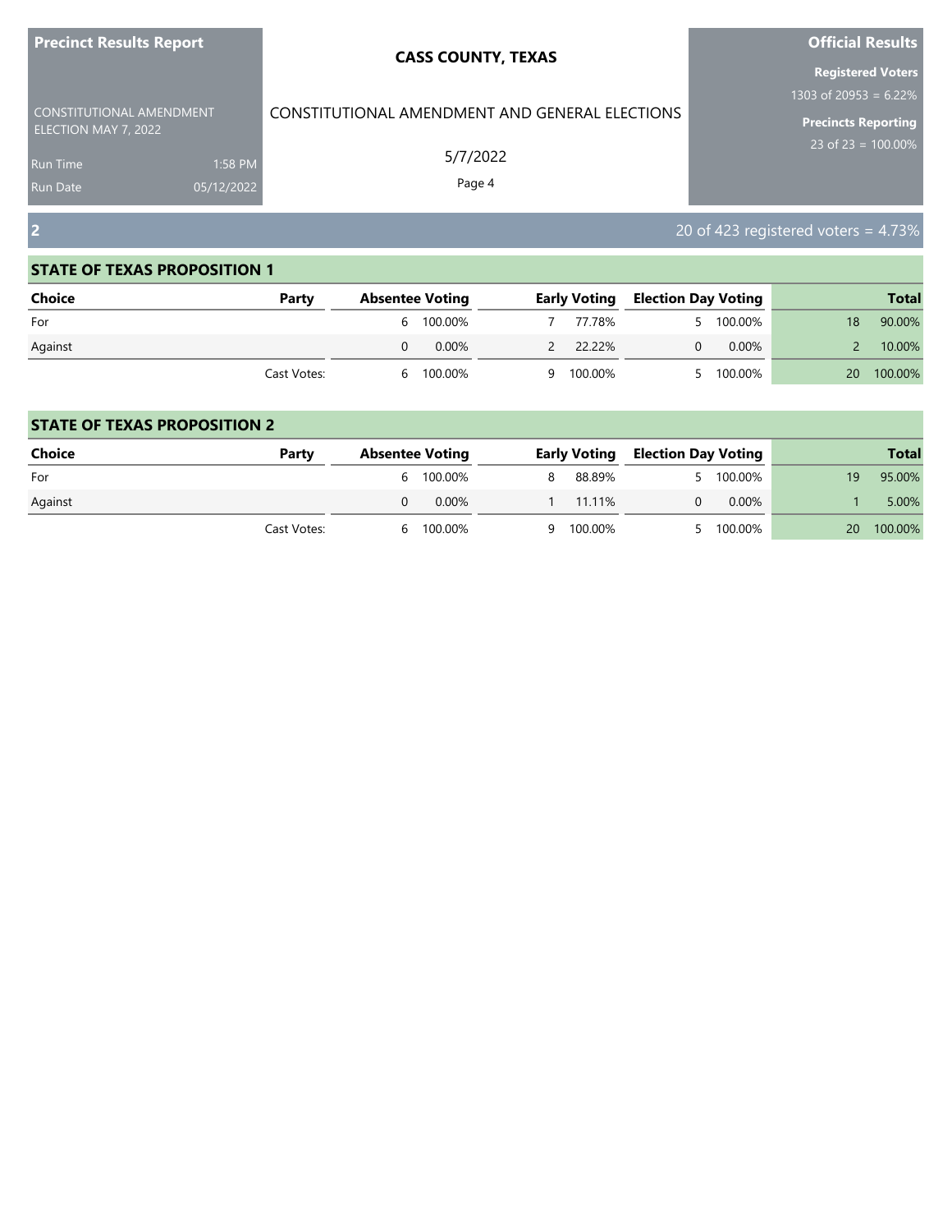**Precinct Results Report**

CONSTITUTIONAL AMENDMENT ELECTION MAY 7, 2022

Run Time 1:58 PM
Run Date 05/12/2022

**CASS COUNTY, TEXAS**

CONSTITUTIONAL AMENDMENT AND GENERAL ELECTIONS

5/7/2022

**Official Results**

**Registered Voters**
1303 of 20953 = 6.22%

**Precincts Reporting**
23 of 23 = 100.00%

## 2

20 of 423 registered voters = 4.73%

### STATE OF TEXAS PROPOSITION 1

| Choice | Party | Absentee Voting | | Early Voting | | Election Day Voting | | Total | |
|---|---|---|---|---|---|---|---|---|---|
| For | | 6 | 100.00% | 7 | 77.78% | 5 | 100.00% | 18 | 90.00% |
| Against | | 0 | 0.00% | 2 | 22.22% | 0 | 0.00% | 2 | 10.00% |
| | Cast Votes: | 6 | 100.00% | 9 | 100.00% | 5 | 100.00% | 20 | 100.00% |

### STATE OF TEXAS PROPOSITION 2

| Choice | Party | Absentee Voting | | Early Voting | | Election Day Voting | | Total | |
|---|---|---|---|---|---|---|---|---|---|
| For | | 6 | 100.00% | 8 | 88.89% | 5 | 100.00% | 19 | 95.00% |
| Against | | 0 | 0.00% | 1 | 11.11% | 0 | 0.00% | 1 | 5.00% |
| | Cast Votes: | 6 | 100.00% | 9 | 100.00% | 5 | 100.00% | 20 | 100.00% |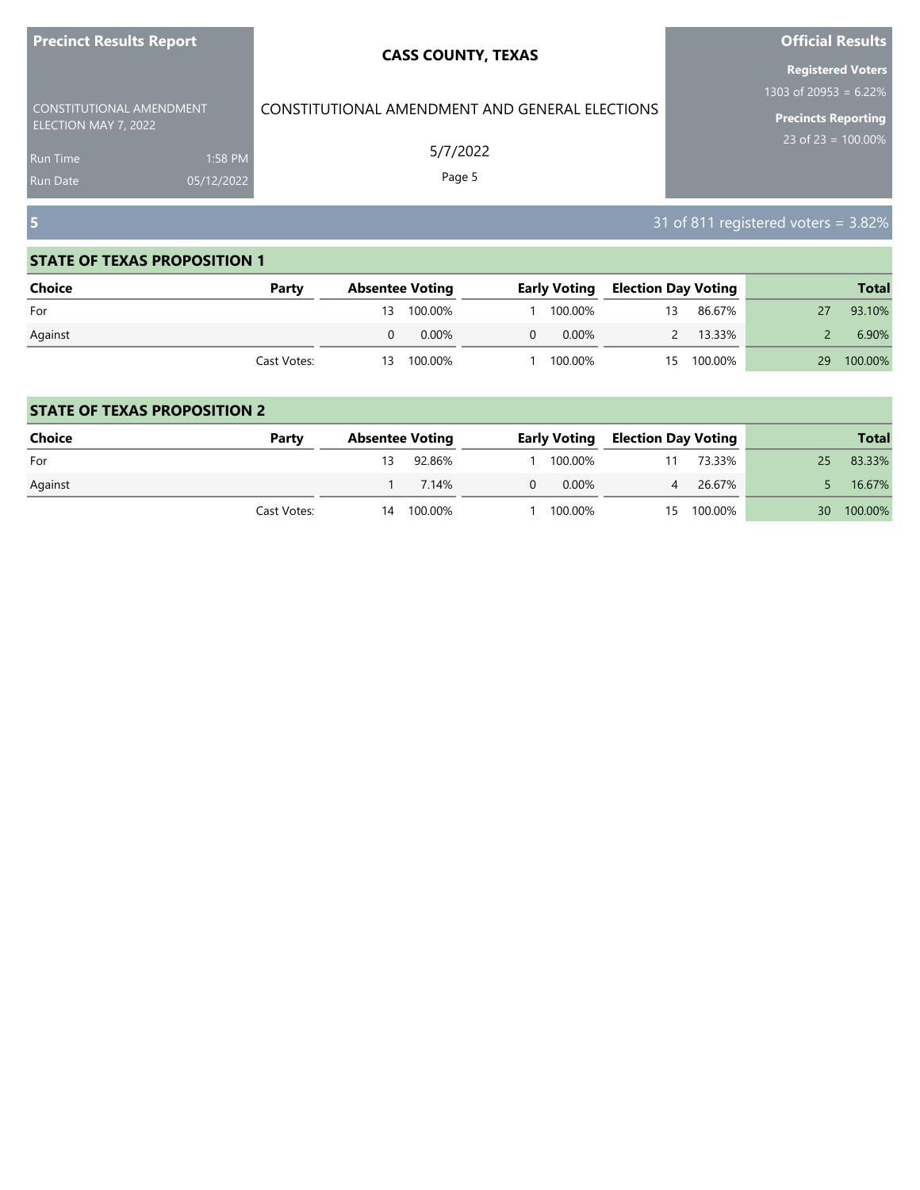## 5

31 of 811 registered voters = 3.82%

### STATE OF TEXAS PROPOSITION 1

| Choice | Party | Absentee Voting | | Early Voting | | Election Day Voting | | Total | |
|---|---|---|---|---|---|---|---|---|---|
| For | | 13 | 100.00% | 1 | 100.00% | 13 | 86.67% | 27 | 93.10% |
| Against | | 0 | 0.00% | 0 | 0.00% | 2 | 13.33% | 2 | 6.90% |
| | Cast Votes: | 13 | 100.00% | 1 | 100.00% | 15 | 100.00% | 29 | 100.00% |

### STATE OF TEXAS PROPOSITION 2

| Choice | Party | Absentee Voting | | Early Voting | | Election Day Voting | | Total | |
|---|---|---|---|---|---|---|---|---|---|
| For | | 13 | 92.86% | 1 | 100.00% | 11 | 73.33% | 25 | 83.33% |
| Against | | 1 | 7.14% | 0 | 0.00% | 4 | 26.67% | 5 | 16.67% |
| | Cast Votes: | 14 | 100.00% | 1 | 100.00% | 15 | 100.00% | 30 | 100.00% |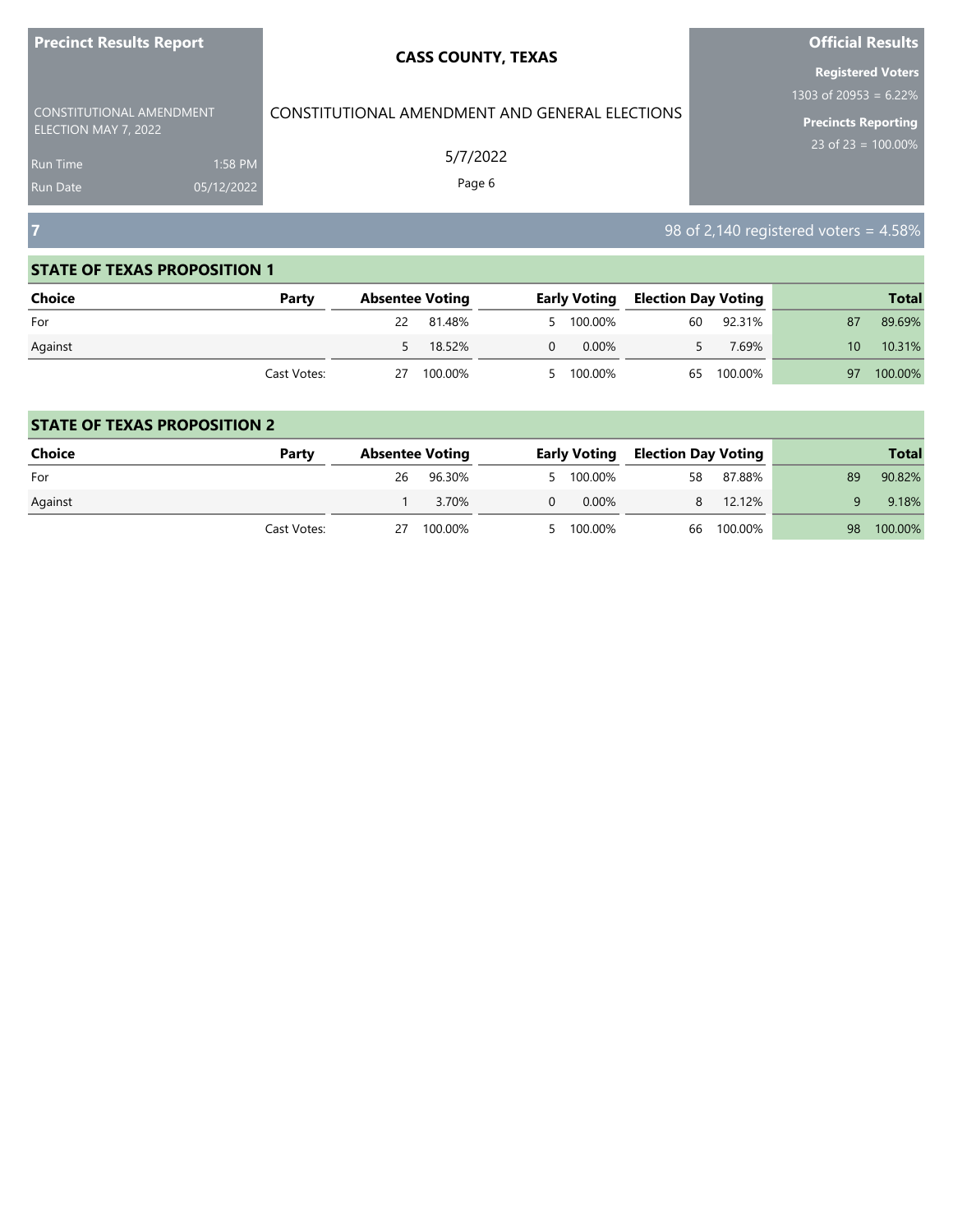## 7

98 of 2,140 registered voters = 4.58%

### STATE OF TEXAS PROPOSITION 1

| Choice | Party | Absentee Voting | | Early Voting | | Election Day Voting | | Total | |
|---|---|---|---|---|---|---|---|---|---|
| For | | 22 | 81.48% | 5 | 100.00% | 60 | 92.31% | 87 | 89.69% |
| Against | | 5 | 18.52% | 0 | 0.00% | 5 | 7.69% | 10 | 10.31% |
| | Cast Votes: | 27 | 100.00% | 5 | 100.00% | 65 | 100.00% | 97 | 100.00% |

### STATE OF TEXAS PROPOSITION 2

| Choice | Party | Absentee Voting | | Early Voting | | Election Day Voting | | Total | |
|---|---|---|---|---|---|---|---|---|---|
| For | | 26 | 96.30% | 5 | 100.00% | 58 | 87.88% | 89 | 90.82% |
| Against | | 1 | 3.70% | 0 | 0.00% | 8 | 12.12% | 9 | 9.18% |
| | Cast Votes: | 27 | 100.00% | 5 | 100.00% | 66 | 100.00% | 98 | 100.00% |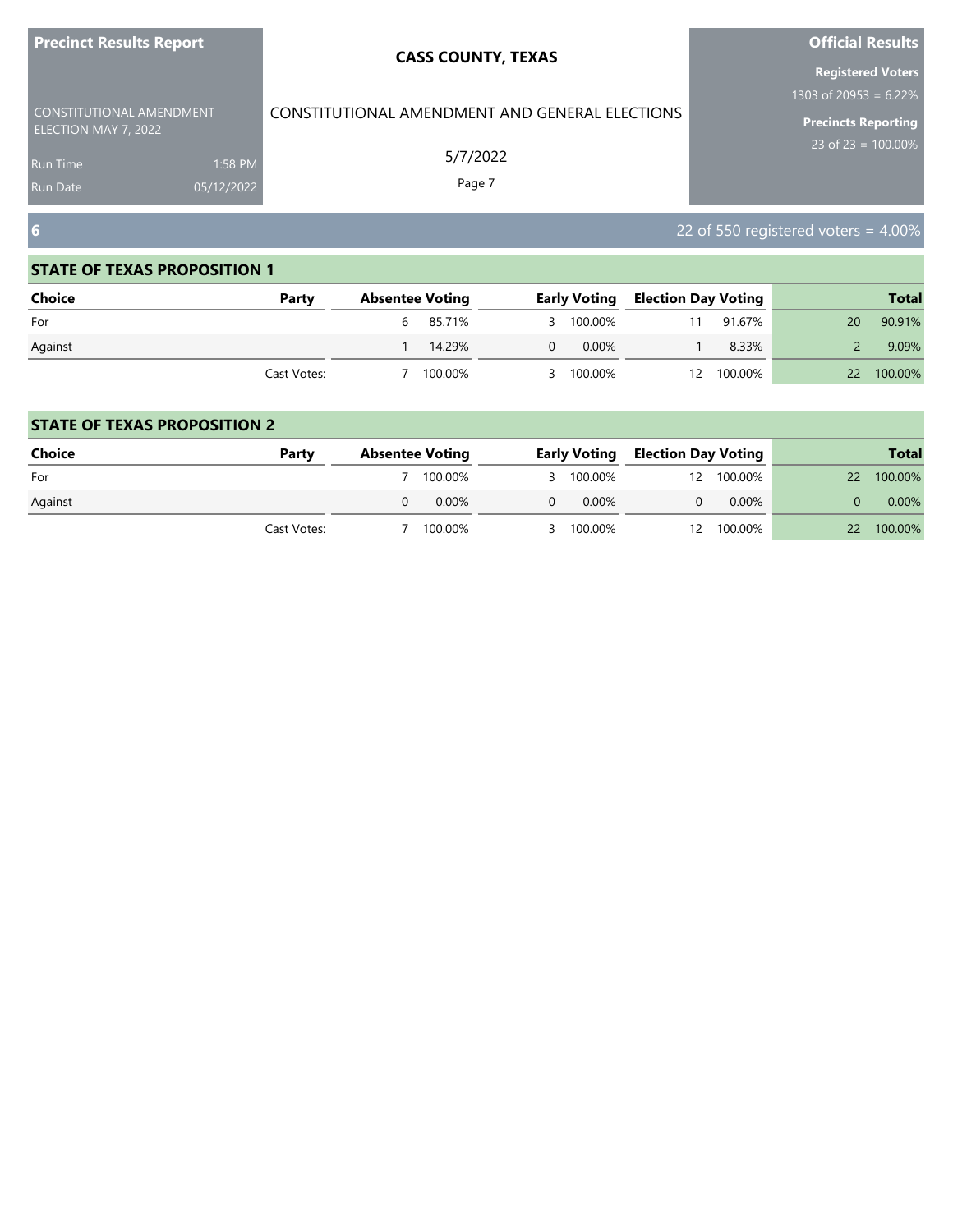## 6

22 of 550 registered voters = 4.00%

### STATE OF TEXAS PROPOSITION 1

| Choice | Party | Absentee Voting | | Early Voting | | Election Day Voting | | Total | |
|---|---|---|---|---|---|---|---|---|---|
| For | | 6 | 85.71% | 3 | 100.00% | 11 | 91.67% | 20 | 90.91% |
| Against | | 1 | 14.29% | 0 | 0.00% | 1 | 8.33% | 2 | 9.09% |
| | Cast Votes: | 7 | 100.00% | 3 | 100.00% | 12 | 100.00% | 22 | 100.00% |

### STATE OF TEXAS PROPOSITION 2

| Choice | Party | Absentee Voting | | Early Voting | | Election Day Voting | | Total | |
|---|---|---|---|---|---|---|---|---|---|
| For | | 7 | 100.00% | 3 | 100.00% | 12 | 100.00% | 22 | 100.00% |
| Against | | 0 | 0.00% | 0 | 0.00% | 0 | 0.00% | 0 | 0.00% |
| | Cast Votes: | 7 | 100.00% | 3 | 100.00% | 12 | 100.00% | 22 | 100.00% |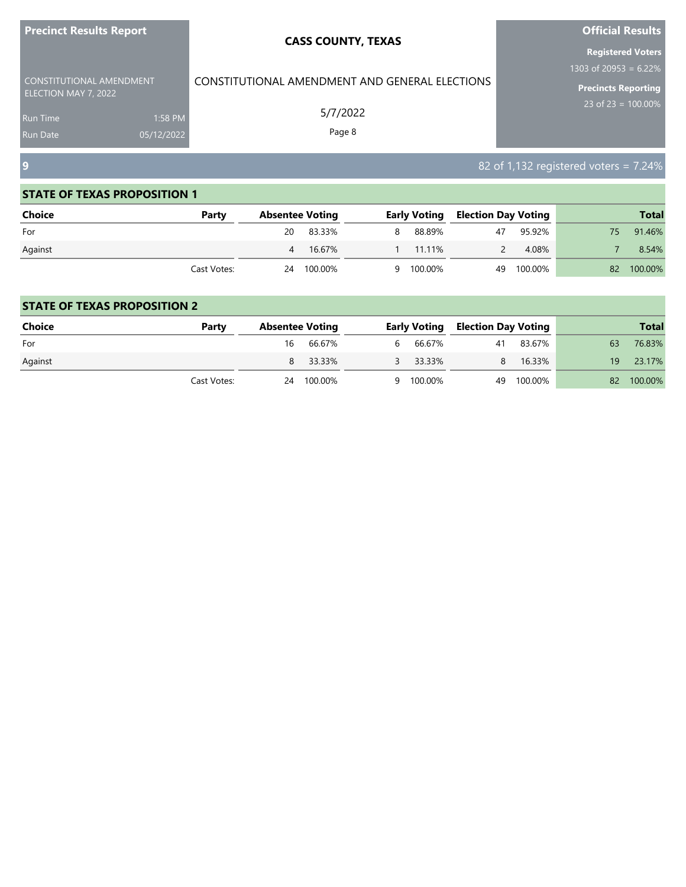**Precinct Results Report**

CONSTITUTIONAL AMENDMENT ELECTION MAY 7, 2022

Run Time 1:58 PM
Run Date 05/12/2022

**CASS COUNTY, TEXAS**

CONSTITUTIONAL AMENDMENT AND GENERAL ELECTIONS

5/7/2022

**Official Results**

**Registered Voters**
1303 of 20953 = 6.22%

**Precincts Reporting**
23 of 23 = 100.00%

## 9

82 of 1,132 registered voters = 7.24%

### STATE OF TEXAS PROPOSITION 1

| Choice | Party | Absentee Voting | | Early Voting | | Election Day Voting | | Total | |
|---|---|---|---|---|---|---|---|---|---|
| For | | 20 | 83.33% | 8 | 88.89% | 47 | 95.92% | 75 | 91.46% |
| Against | | 4 | 16.67% | 1 | 11.11% | 2 | 4.08% | 7 | 8.54% |
| | Cast Votes: | 24 | 100.00% | 9 | 100.00% | 49 | 100.00% | 82 | 100.00% |

### STATE OF TEXAS PROPOSITION 2

| Choice | Party | Absentee Voting | | Early Voting | | Election Day Voting | | Total | |
|---|---|---|---|---|---|---|---|---|---|
| For | | 16 | 66.67% | 6 | 66.67% | 41 | 83.67% | 63 | 76.83% |
| Against | | 8 | 33.33% | 3 | 33.33% | 8 | 16.33% | 19 | 23.17% |
| | Cast Votes: | 24 | 100.00% | 9 | 100.00% | 49 | 100.00% | 82 | 100.00% |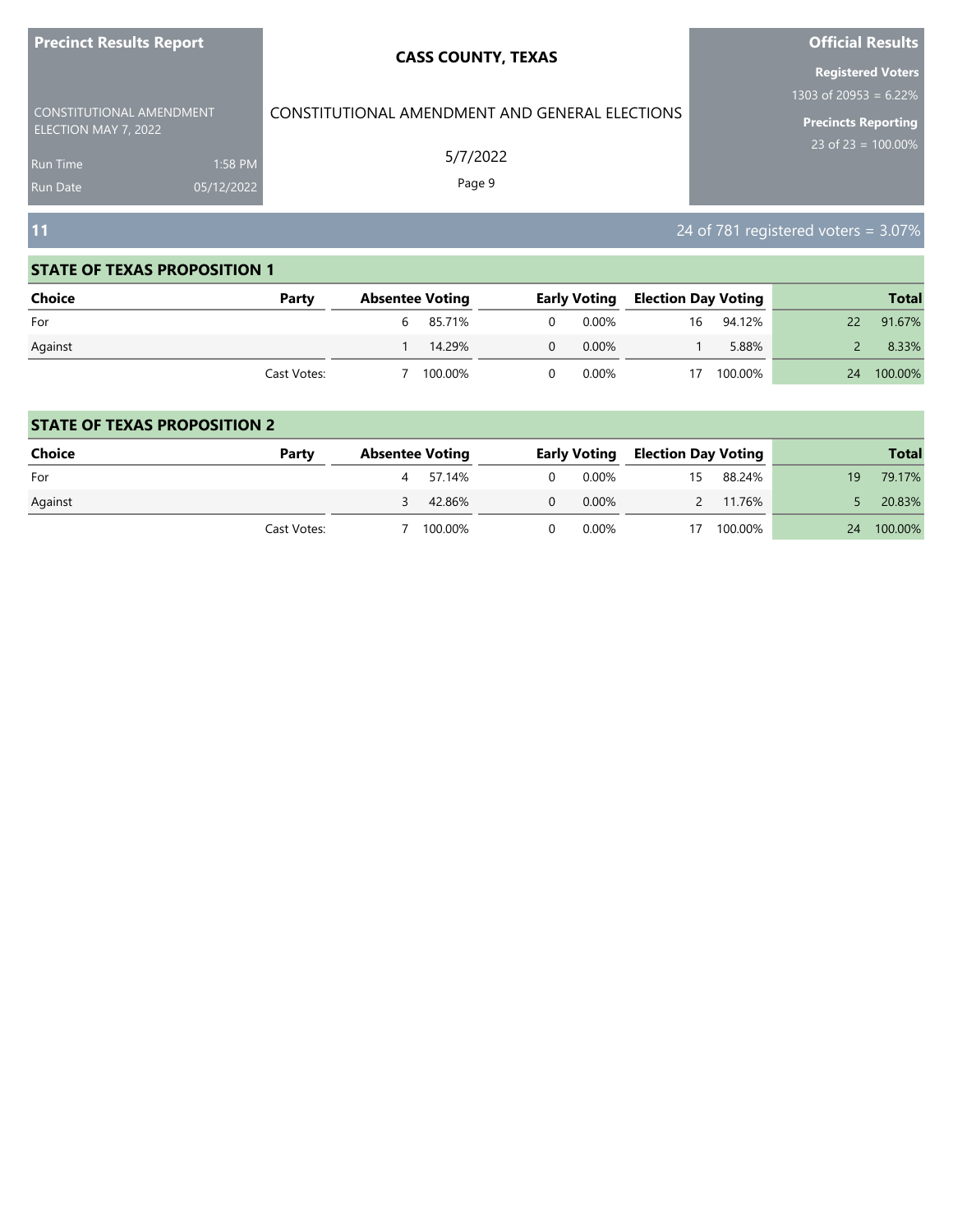## 11

24 of 781 registered voters = 3.07%

### STATE OF TEXAS PROPOSITION 1

| Choice | Party | Absentee Voting | | Early Voting | | Election Day Voting | | Total | |
|---|---|---|---|---|---|---|---|---|---|
| For | | 6 | 85.71% | 0 | 0.00% | 16 | 94.12% | 22 | 91.67% |
| Against | | 1 | 14.29% | 0 | 0.00% | 1 | 5.88% | 2 | 8.33% |
| | Cast Votes: | 7 | 100.00% | 0 | 0.00% | 17 | 100.00% | 24 | 100.00% |

### STATE OF TEXAS PROPOSITION 2

| Choice | Party | Absentee Voting | | Early Voting | | Election Day Voting | | Total | |
|---|---|---|---|---|---|---|---|---|---|
| For | | 4 | 57.14% | 0 | 0.00% | 15 | 88.24% | 19 | 79.17% |
| Against | | 3 | 42.86% | 0 | 0.00% | 2 | 11.76% | 5 | 20.83% |
| | Cast Votes: | 7 | 100.00% | 0 | 0.00% | 17 | 100.00% | 24 | 100.00% |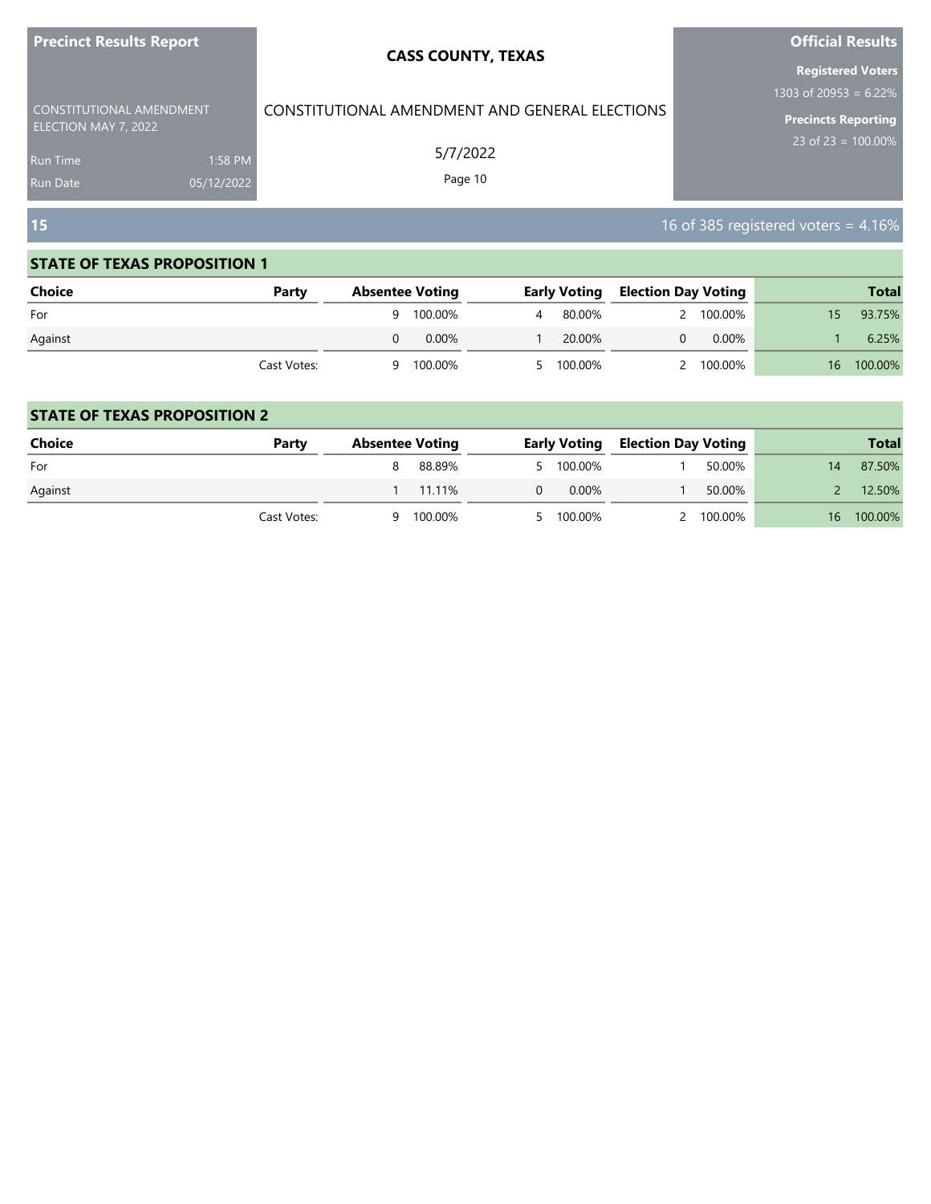**Precinct Results Report**

CONSTITUTIONAL AMENDMENT ELECTION MAY 7, 2022

Run Time 1:58 PM
Run Date 05/12/2022

**CASS COUNTY, TEXAS**

CONSTITUTIONAL AMENDMENT AND GENERAL ELECTIONS

5/7/2022

**Official Results**

**Registered Voters**
1303 of 20953 = 6.22%

**Precincts Reporting**
23 of 23 = 100.00%

## 15

16 of 385 registered voters = 4.16%

### STATE OF TEXAS PROPOSITION 1

| Choice | Party | Absentee Voting | | Early Voting | | Election Day Voting | | Total | |
|---|---|---|---|---|---|---|---|---|---|
| For | | 9 | 100.00% | 4 | 80.00% | 2 | 100.00% | 15 | 93.75% |
| Against | | 0 | 0.00% | 1 | 20.00% | 0 | 0.00% | 1 | 6.25% |
| | Cast Votes: | 9 | 100.00% | 5 | 100.00% | 2 | 100.00% | 16 | 100.00% |

### STATE OF TEXAS PROPOSITION 2

| Choice | Party | Absentee Voting | | Early Voting | | Election Day Voting | | Total | |
|---|---|---|---|---|---|---|---|---|---|
| For | | 8 | 88.89% | 5 | 100.00% | 1 | 50.00% | 14 | 87.50% |
| Against | | 1 | 11.11% | 0 | 0.00% | 1 | 50.00% | 2 | 12.50% |
| | Cast Votes: | 9 | 100.00% | 5 | 100.00% | 2 | 100.00% | 16 | 100.00% |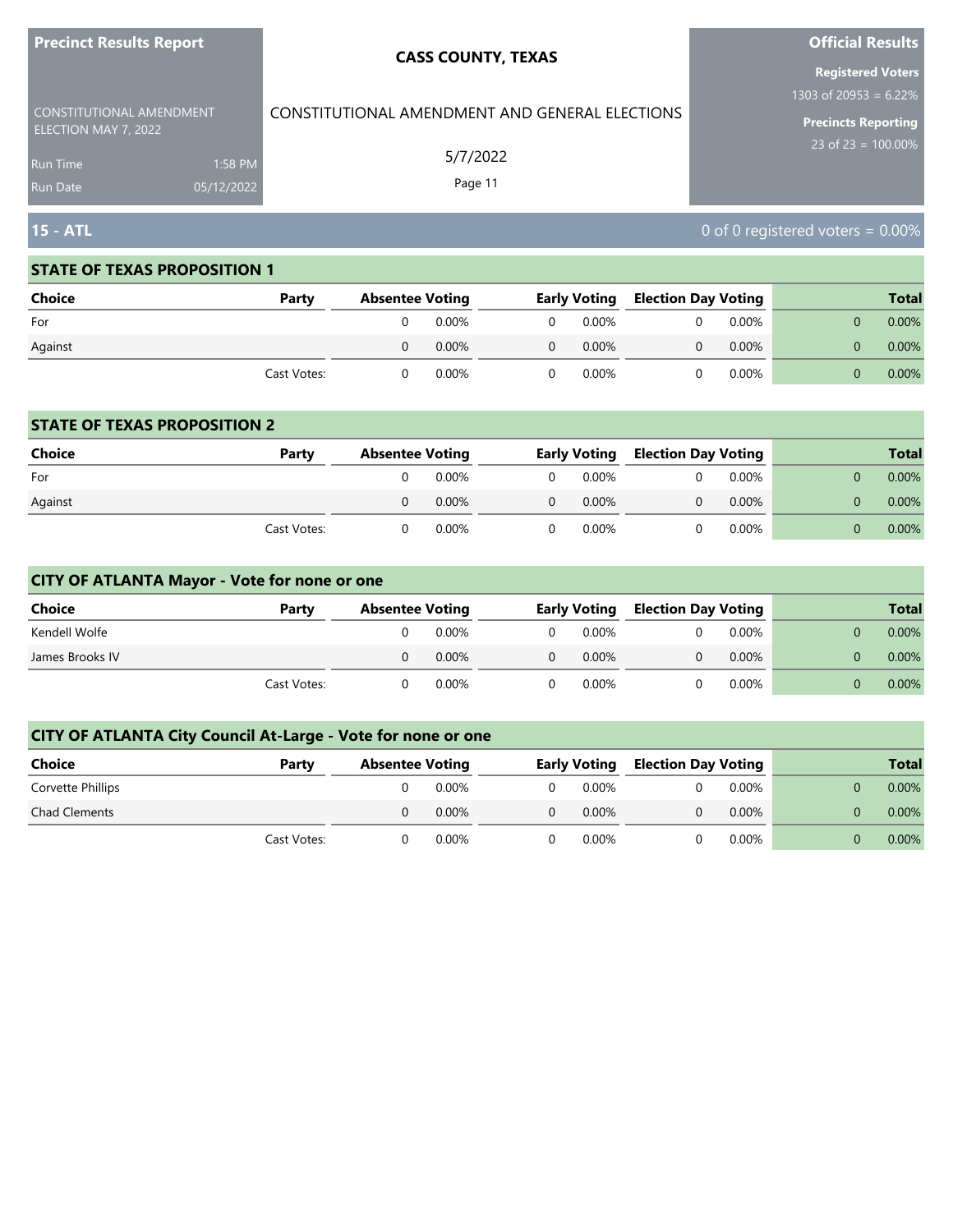## 15 - ATL

0 of 0 registered voters = 0.00%

### STATE OF TEXAS PROPOSITION 1

| Choice | Party | Absentee Voting | | Early Voting | | Election Day Voting | | Total | |
|---|---|---|---|---|---|---|---|---|---|
| For | | 0 | 0.00% | 0 | 0.00% | 0 | 0.00% | 0 | 0.00% |
| Against | | 0 | 0.00% | 0 | 0.00% | 0 | 0.00% | 0 | 0.00% |
| | Cast Votes: | 0 | 0.00% | 0 | 0.00% | 0 | 0.00% | 0 | 0.00% |

### STATE OF TEXAS PROPOSITION 2

| Choice | Party | Absentee Voting | | Early Voting | | Election Day Voting | | Total | |
|---|---|---|---|---|---|---|---|---|---|
| For | | 0 | 0.00% | 0 | 0.00% | 0 | 0.00% | 0 | 0.00% |
| Against | | 0 | 0.00% | 0 | 0.00% | 0 | 0.00% | 0 | 0.00% |
| | Cast Votes: | 0 | 0.00% | 0 | 0.00% | 0 | 0.00% | 0 | 0.00% |

### CITY OF ATLANTA Mayor - Vote for none or one

| Choice | Party | Absentee Voting | | Early Voting | | Election Day Voting | | Total | |
|---|---|---|---|---|---|---|---|---|---|
| Kendell Wolfe | | 0 | 0.00% | 0 | 0.00% | 0 | 0.00% | 0 | 0.00% |
| James Brooks IV | | 0 | 0.00% | 0 | 0.00% | 0 | 0.00% | 0 | 0.00% |
| | Cast Votes: | 0 | 0.00% | 0 | 0.00% | 0 | 0.00% | 0 | 0.00% |

### CITY OF ATLANTA City Council At-Large - Vote for none or one

| Choice | Party | Absentee Voting | | Early Voting | | Election Day Voting | | Total | |
|---|---|---|---|---|---|---|---|---|---|
| Corvette Phillips | | 0 | 0.00% | 0 | 0.00% | 0 | 0.00% | 0 | 0.00% |
| Chad Clements | | 0 | 0.00% | 0 | 0.00% | 0 | 0.00% | 0 | 0.00% |
| | Cast Votes: | 0 | 0.00% | 0 | 0.00% | 0 | 0.00% | 0 | 0.00% |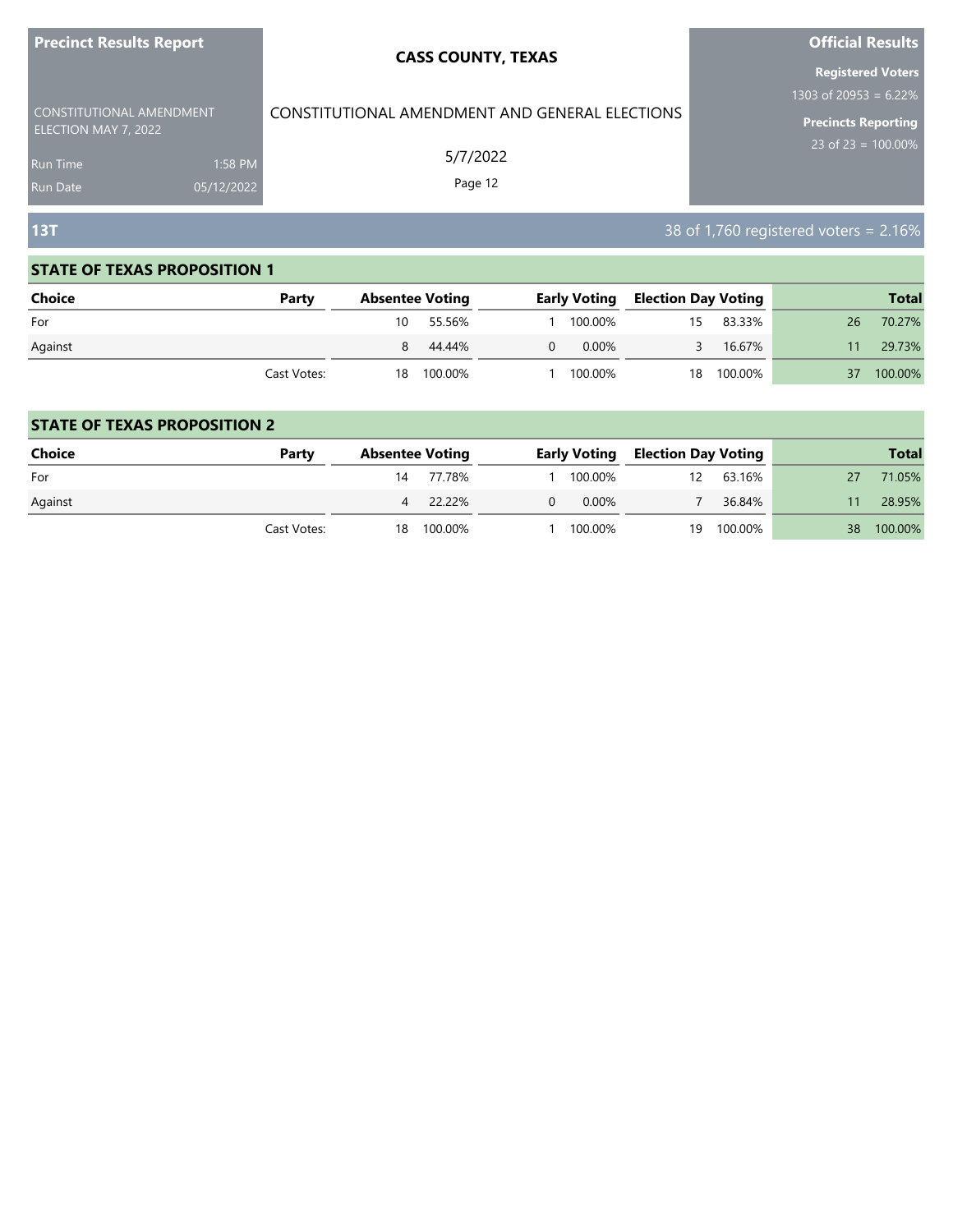## 13T

38 of 1,760 registered voters = 2.16%

### STATE OF TEXAS PROPOSITION 1

| Choice | Party | Absentee Voting | | Early Voting | | Election Day Voting | | Total | |
|---|---|---|---|---|---|---|---|---|---|
| For | | 10 | 55.56% | 1 | 100.00% | 15 | 83.33% | 26 | 70.27% |
| Against | | 8 | 44.44% | 0 | 0.00% | 3 | 16.67% | 11 | 29.73% |
| | Cast Votes: | 18 | 100.00% | 1 | 100.00% | 18 | 100.00% | 37 | 100.00% |

### STATE OF TEXAS PROPOSITION 2

| Choice | Party | Absentee Voting | | Early Voting | | Election Day Voting | | Total | |
|---|---|---|---|---|---|---|---|---|---|
| For | | 14 | 77.78% | 1 | 100.00% | 12 | 63.16% | 27 | 71.05% |
| Against | | 4 | 22.22% | 0 | 0.00% | 7 | 36.84% | 11 | 28.95% |
| | Cast Votes: | 18 | 100.00% | 1 | 100.00% | 19 | 100.00% | 38 | 100.00% |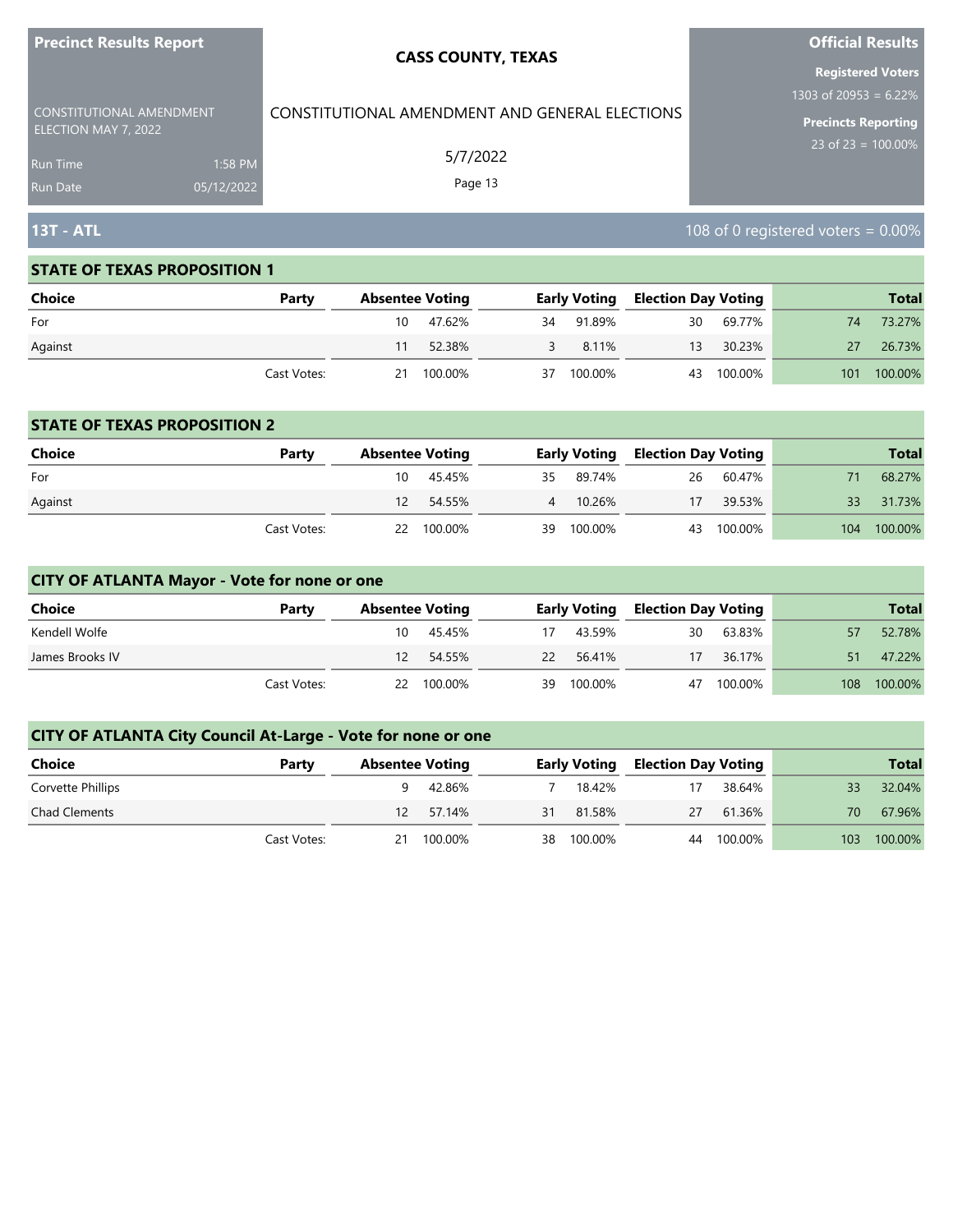## 13T - ATL

108 of 0 registered voters = 0.00%

### STATE OF TEXAS PROPOSITION 1

| Choice | Party | Absentee Voting | | Early Voting | | Election Day Voting | | Total | |
|---|---|---|---|---|---|---|---|---|---|
| For | | 10 | 47.62% | 34 | 91.89% | 30 | 69.77% | 74 | 73.27% |
| Against | | 11 | 52.38% | 3 | 8.11% | 13 | 30.23% | 27 | 26.73% |
| | Cast Votes: | 21 | 100.00% | 37 | 100.00% | 43 | 100.00% | 101 | 100.00% |

### STATE OF TEXAS PROPOSITION 2

| Choice | Party | Absentee Voting | | Early Voting | | Election Day Voting | | Total | |
|---|---|---|---|---|---|---|---|---|---|
| For | | 10 | 45.45% | 35 | 89.74% | 26 | 60.47% | 71 | 68.27% |
| Against | | 12 | 54.55% | 4 | 10.26% | 17 | 39.53% | 33 | 31.73% |
| | Cast Votes: | 22 | 100.00% | 39 | 100.00% | 43 | 100.00% | 104 | 100.00% |

### CITY OF ATLANTA Mayor - Vote for none or one

| Choice | Party | Absentee Voting | | Early Voting | | Election Day Voting | | Total | |
|---|---|---|---|---|---|---|---|---|---|
| Kendell Wolfe | | 10 | 45.45% | 17 | 43.59% | 30 | 63.83% | 57 | 52.78% |
| James Brooks IV | | 12 | 54.55% | 22 | 56.41% | 17 | 36.17% | 51 | 47.22% |
| | Cast Votes: | 22 | 100.00% | 39 | 100.00% | 47 | 100.00% | 108 | 100.00% |

### CITY OF ATLANTA City Council At-Large - Vote for none or one

| Choice | Party | Absentee Voting | | Early Voting | | Election Day Voting | | Total | |
|---|---|---|---|---|---|---|---|---|---|
| Corvette Phillips | | 9 | 42.86% | 7 | 18.42% | 17 | 38.64% | 33 | 32.04% |
| Chad Clements | | 12 | 57.14% | 31 | 81.58% | 27 | 61.36% | 70 | 67.96% |
| | Cast Votes: | 21 | 100.00% | 38 | 100.00% | 44 | 100.00% | 103 | 100.00% |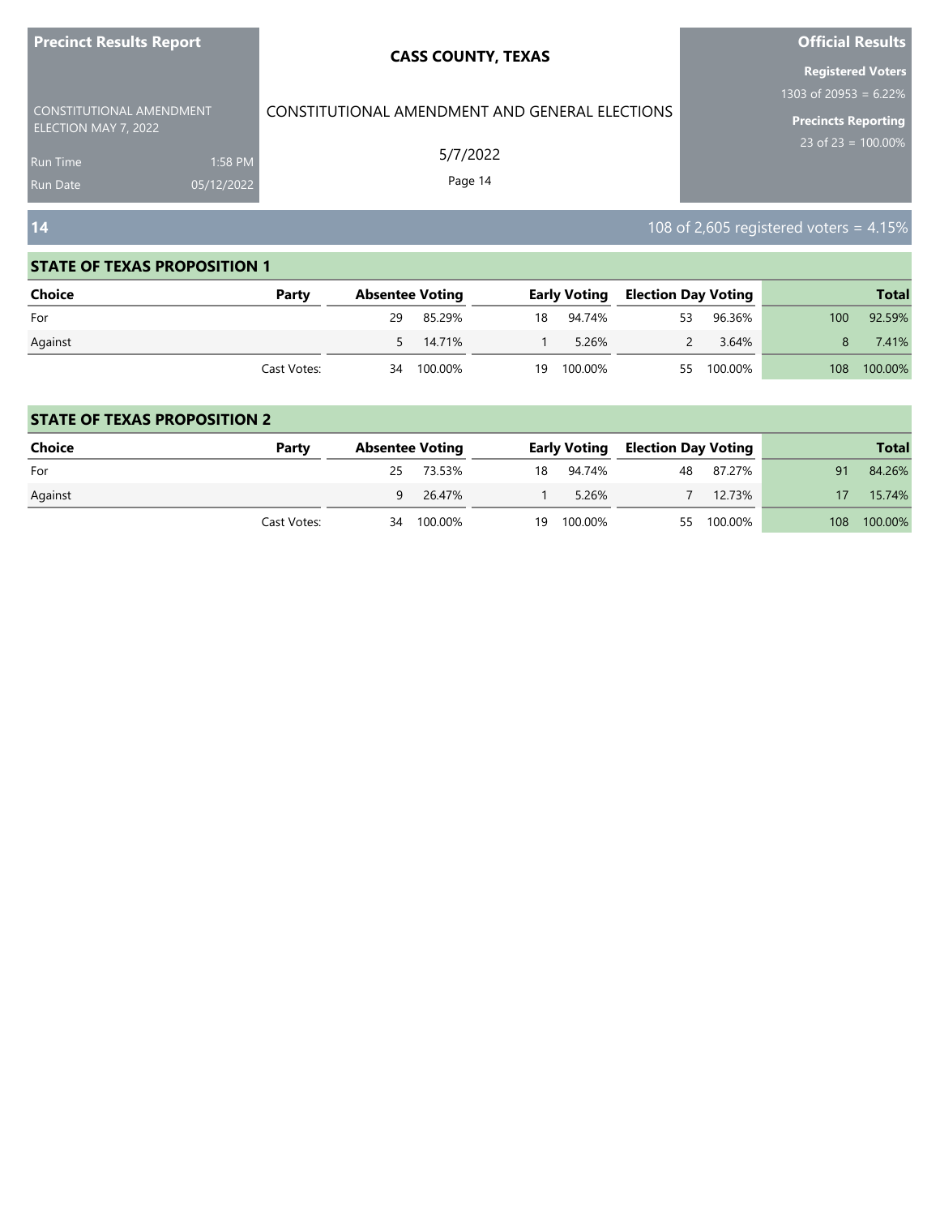**Precinct Results Report**

CONSTITUTIONAL AMENDMENT ELECTION MAY 7, 2022

Run Time 1:58 PM
Run Date 05/12/2022

**CASS COUNTY, TEXAS**

CONSTITUTIONAL AMENDMENT AND GENERAL ELECTIONS

5/7/2022

**Official Results**

**Registered Voters**
1303 of 20953 = 6.22%

**Precincts Reporting**
23 of 23 = 100.00%

## 14

108 of 2,605 registered voters = 4.15%

### STATE OF TEXAS PROPOSITION 1

| Choice | Party | Absentee Voting | | Early Voting | | Election Day Voting | | Total | |
|---|---|---|---|---|---|---|---|---|---|
| For | | 29 | 85.29% | 18 | 94.74% | 53 | 96.36% | 100 | 92.59% |
| Against | | 5 | 14.71% | 1 | 5.26% | 2 | 3.64% | 8 | 7.41% |
| | Cast Votes: | 34 | 100.00% | 19 | 100.00% | 55 | 100.00% | 108 | 100.00% |

### STATE OF TEXAS PROPOSITION 2

| Choice | Party | Absentee Voting | | Early Voting | | Election Day Voting | | Total | |
|---|---|---|---|---|---|---|---|---|---|
| For | | 25 | 73.53% | 18 | 94.74% | 48 | 87.27% | 91 | 84.26% |
| Against | | 9 | 26.47% | 1 | 5.26% | 7 | 12.73% | 17 | 15.74% |
| | Cast Votes: | 34 | 100.00% | 19 | 100.00% | 55 | 100.00% | 108 | 100.00% |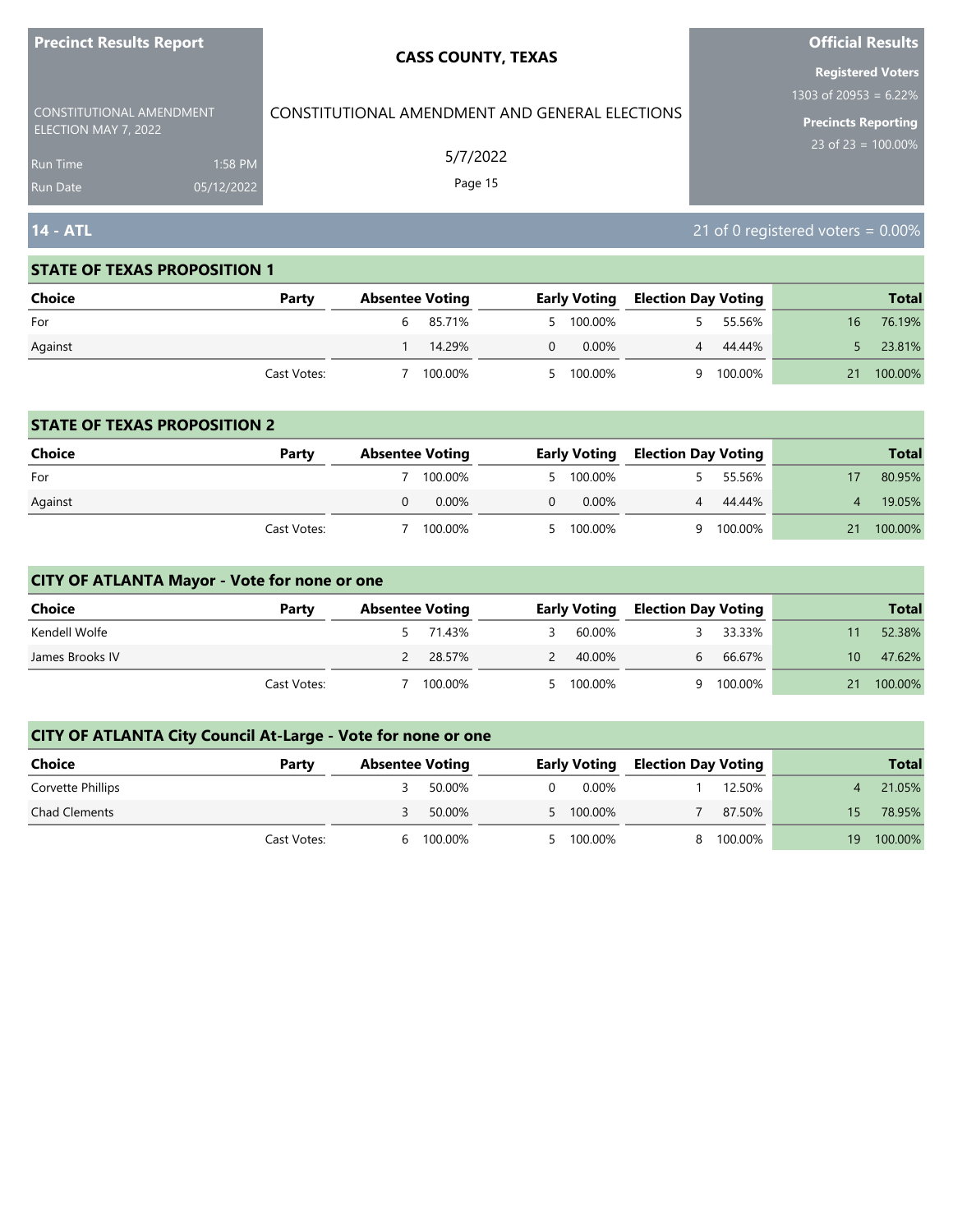# Precinct Results Report

**CASS COUNTY, TEXAS**

CONSTITUTIONAL AMENDMENT ELECTION MAY 7, 2022

CONSTITUTIONAL AMENDMENT AND GENERAL ELECTIONS

5/7/2022

Run Time 1:58 PM

Run Date 05/12/2022

**Official Results**

**Registered Voters**
1303 of 20953 = 6.22%

**Precincts Reporting**
23 of 23 = 100.00%

## 14 - ATL

21 of 0 registered voters = 0.00%

### STATE OF TEXAS PROPOSITION 1

| Choice | Party | Absentee Voting | | Early Voting | | Election Day Voting | | Total | |
|---|---|---|---|---|---|---|---|---|---|
| For | | 6 | 85.71% | 5 | 100.00% | 5 | 55.56% | 16 | 76.19% |
| Against | | 1 | 14.29% | 0 | 0.00% | 4 | 44.44% | 5 | 23.81% |
| | Cast Votes: | 7 | 100.00% | 5 | 100.00% | 9 | 100.00% | 21 | 100.00% |

### STATE OF TEXAS PROPOSITION 2

| Choice | Party | Absentee Voting | | Early Voting | | Election Day Voting | | Total | |
|---|---|---|---|---|---|---|---|---|---|
| For | | 7 | 100.00% | 5 | 100.00% | 5 | 55.56% | 17 | 80.95% |
| Against | | 0 | 0.00% | 0 | 0.00% | 4 | 44.44% | 4 | 19.05% |
| | Cast Votes: | 7 | 100.00% | 5 | 100.00% | 9 | 100.00% | 21 | 100.00% |

### CITY OF ATLANTA Mayor - Vote for none or one

| Choice | Party | Absentee Voting | | Early Voting | | Election Day Voting | | Total | |
|---|---|---|---|---|---|---|---|---|---|
| Kendell Wolfe | | 5 | 71.43% | 3 | 60.00% | 3 | 33.33% | 11 | 52.38% |
| James Brooks IV | | 2 | 28.57% | 2 | 40.00% | 6 | 66.67% | 10 | 47.62% |
| | Cast Votes: | 7 | 100.00% | 5 | 100.00% | 9 | 100.00% | 21 | 100.00% |

### CITY OF ATLANTA City Council At-Large - Vote for none or one

| Choice | Party | Absentee Voting | | Early Voting | | Election Day Voting | | Total | |
|---|---|---|---|---|---|---|---|---|---|
| Corvette Phillips | | 3 | 50.00% | 0 | 0.00% | 1 | 12.50% | 4 | 21.05% |
| Chad Clements | | 3 | 50.00% | 5 | 100.00% | 7 | 87.50% | 15 | 78.95% |
| | Cast Votes: | 6 | 100.00% | 5 | 100.00% | 8 | 100.00% | 19 | 100.00% |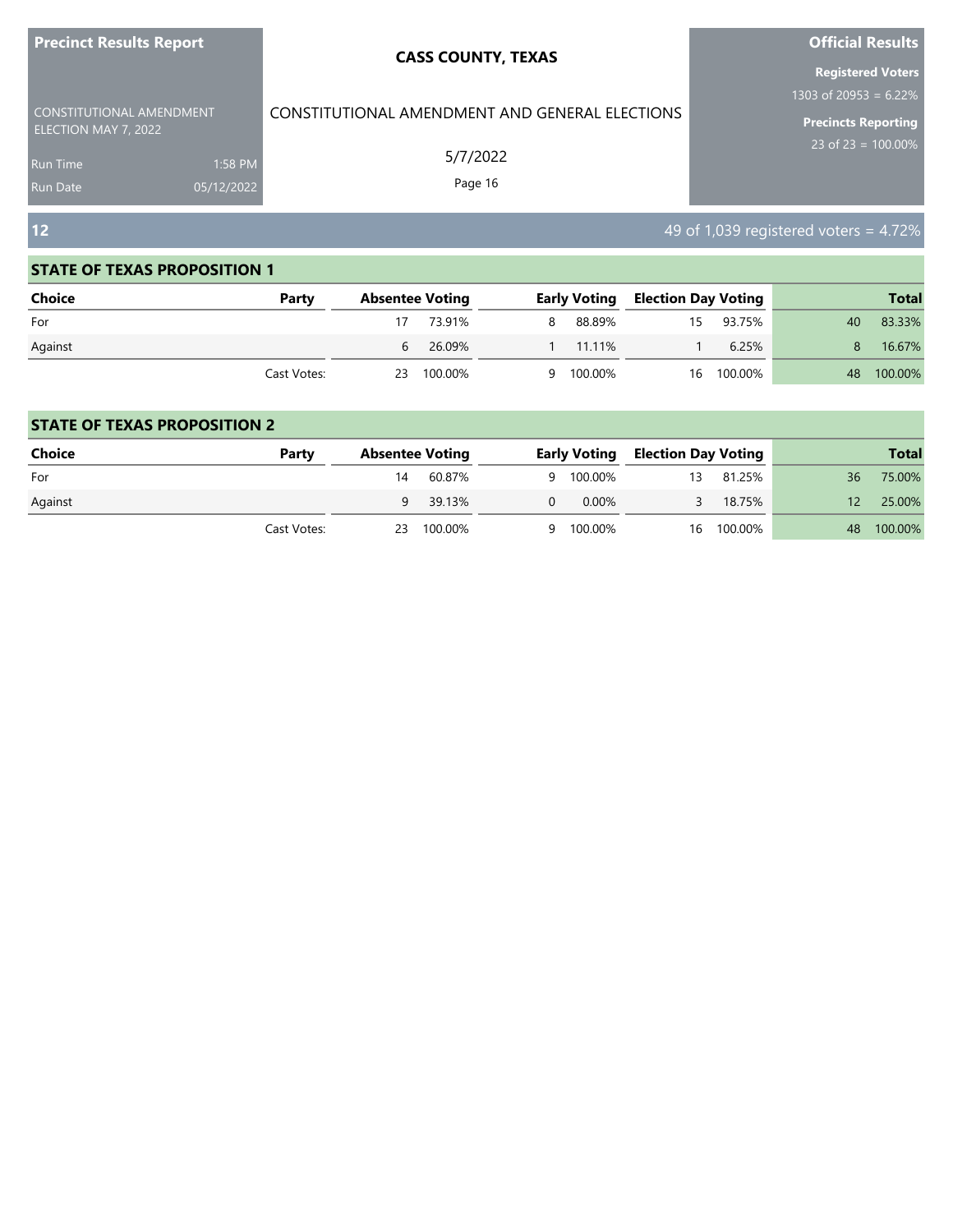## 12

49 of 1,039 registered voters = 4.72%

### STATE OF TEXAS PROPOSITION 1

| Choice | Party | Absentee Voting | | Early Voting | | Election Day Voting | | Total | |
|---|---|---|---|---|---|---|---|---|---|
| For | | 17 | 73.91% | 8 | 88.89% | 15 | 93.75% | 40 | 83.33% |
| Against | | 6 | 26.09% | 1 | 11.11% | 1 | 6.25% | 8 | 16.67% |
| | Cast Votes: | 23 | 100.00% | 9 | 100.00% | 16 | 100.00% | 48 | 100.00% |

### STATE OF TEXAS PROPOSITION 2

| Choice | Party | Absentee Voting | | Early Voting | | Election Day Voting | | Total | |
|---|---|---|---|---|---|---|---|---|---|
| For | | 14 | 60.87% | 9 | 100.00% | 13 | 81.25% | 36 | 75.00% |
| Against | | 9 | 39.13% | 0 | 0.00% | 3 | 18.75% | 12 | 25.00% |
| | Cast Votes: | 23 | 100.00% | 9 | 100.00% | 16 | 100.00% | 48 | 100.00% |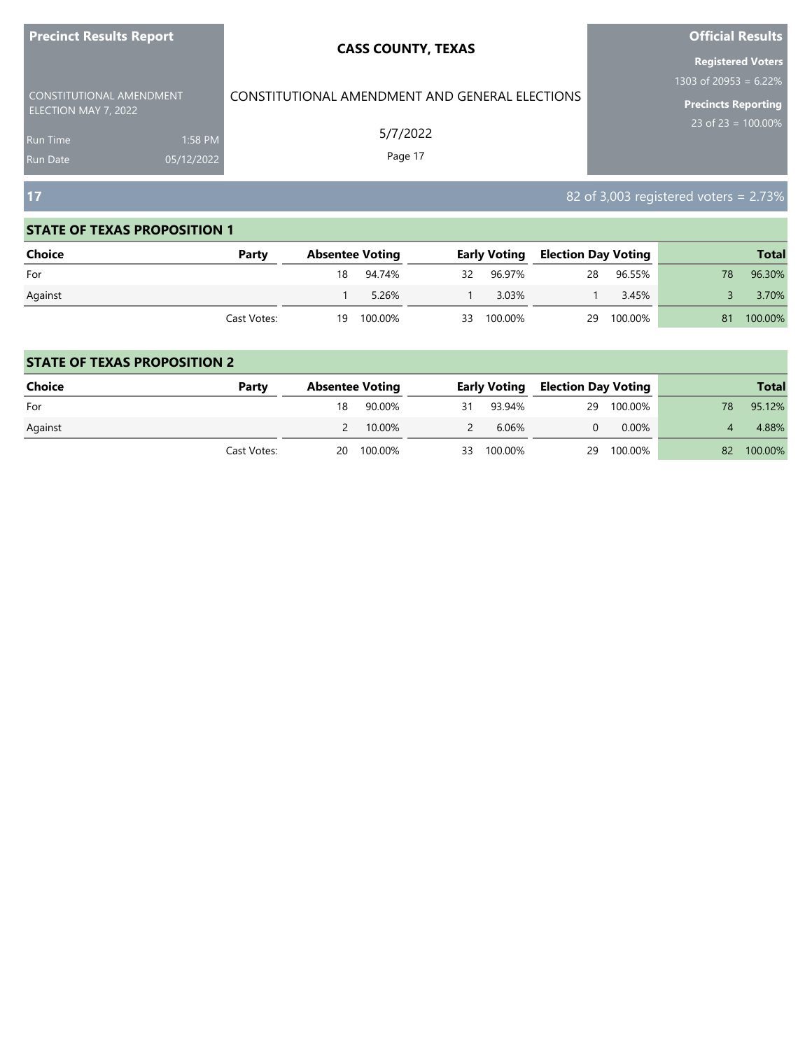**Precinct Results Report**

CONSTITUTIONAL AMENDMENT ELECTION MAY 7, 2022

Run Time 1:58 PM

Run Date 05/12/2022

**CASS COUNTY, TEXAS**

CONSTITUTIONAL AMENDMENT AND GENERAL ELECTIONS

5/7/2022

**Official Results**

**Registered Voters**

1303 of 20953 = 6.22%

**Precincts Reporting**

23 of 23 = 100.00%

## 17

82 of 3,003 registered voters = 2.73%

### STATE OF TEXAS PROPOSITION 1

| Choice | Party | Absentee Voting | | Early Voting | | Election Day Voting | | Total | |
|---|---|---|---|---|---|---|---|---|---|
| For | | 18 | 94.74% | 32 | 96.97% | 28 | 96.55% | 78 | 96.30% |
| Against | | 1 | 5.26% | 1 | 3.03% | 1 | 3.45% | 3 | 3.70% |
| | Cast Votes: | 19 | 100.00% | 33 | 100.00% | 29 | 100.00% | 81 | 100.00% |

### STATE OF TEXAS PROPOSITION 2

| Choice | Party | Absentee Voting | | Early Voting | | Election Day Voting | | Total | |
|---|---|---|---|---|---|---|---|---|---|
| For | | 18 | 90.00% | 31 | 93.94% | 29 | 100.00% | 78 | 95.12% |
| Against | | 2 | 10.00% | 2 | 6.06% | 0 | 0.00% | 4 | 4.88% |
| | Cast Votes: | 20 | 100.00% | 33 | 100.00% | 29 | 100.00% | 82 | 100.00% |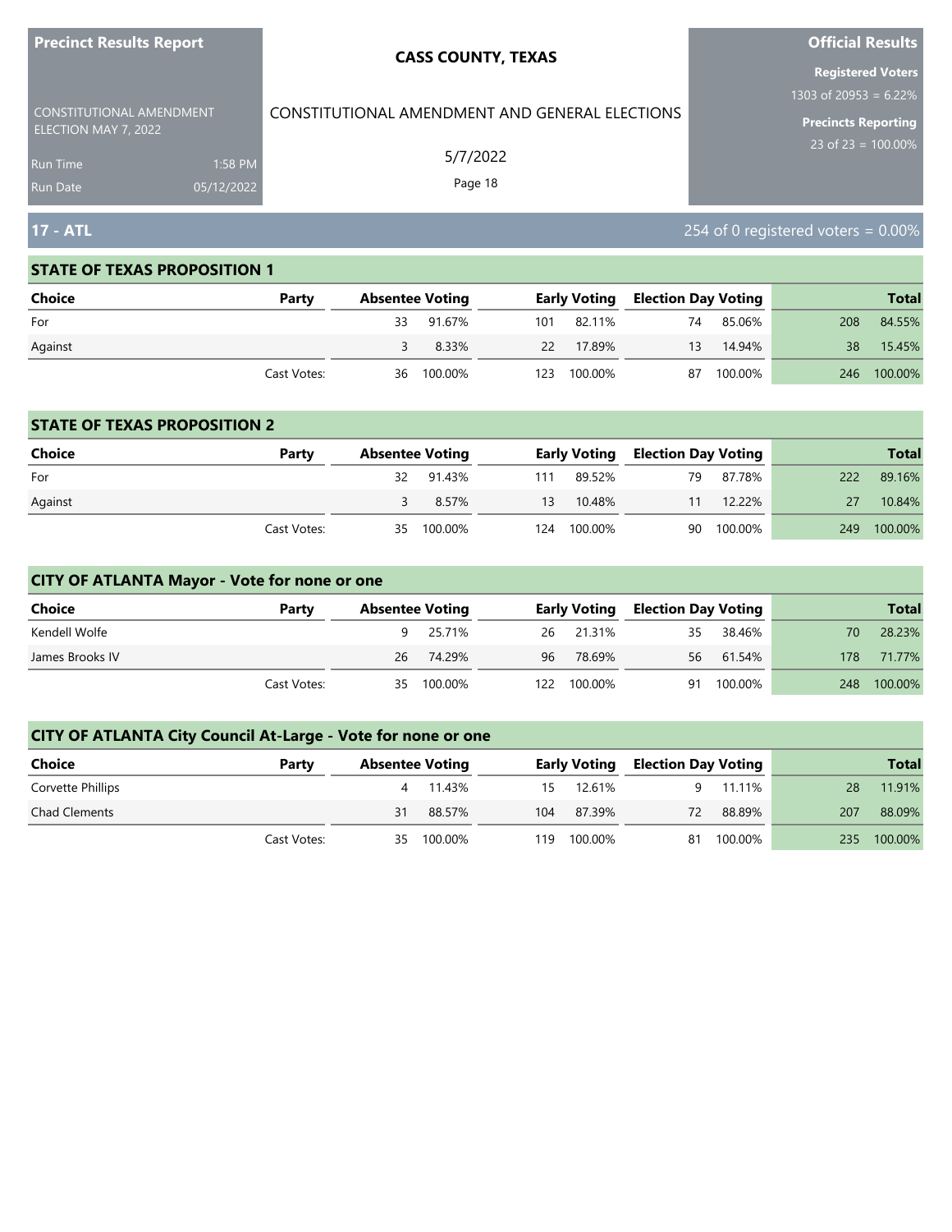## 17 - ATL

254 of 0 registered voters = 0.00%

### STATE OF TEXAS PROPOSITION 1

| Choice | Party | Absentee Voting | | Early Voting | | Election Day Voting | | Total | |
|---|---|---|---|---|---|---|---|---|---|
| For | | 33 | 91.67% | 101 | 82.11% | 74 | 85.06% | 208 | 84.55% |
| Against | | 3 | 8.33% | 22 | 17.89% | 13 | 14.94% | 38 | 15.45% |
| | Cast Votes: | 36 | 100.00% | 123 | 100.00% | 87 | 100.00% | 246 | 100.00% |

### STATE OF TEXAS PROPOSITION 2

| Choice | Party | Absentee Voting | | Early Voting | | Election Day Voting | | Total | |
|---|---|---|---|---|---|---|---|---|---|
| For | | 32 | 91.43% | 111 | 89.52% | 79 | 87.78% | 222 | 89.16% |
| Against | | 3 | 8.57% | 13 | 10.48% | 11 | 12.22% | 27 | 10.84% |
| | Cast Votes: | 35 | 100.00% | 124 | 100.00% | 90 | 100.00% | 249 | 100.00% |

### CITY OF ATLANTA Mayor - Vote for none or one

| Choice | Party | Absentee Voting | | Early Voting | | Election Day Voting | | Total | |
|---|---|---|---|---|---|---|---|---|---|
| Kendell Wolfe | | 9 | 25.71% | 26 | 21.31% | 35 | 38.46% | 70 | 28.23% |
| James Brooks IV | | 26 | 74.29% | 96 | 78.69% | 56 | 61.54% | 178 | 71.77% |
| | Cast Votes: | 35 | 100.00% | 122 | 100.00% | 91 | 100.00% | 248 | 100.00% |

### CITY OF ATLANTA City Council At-Large - Vote for none or one

| Choice | Party | Absentee Voting | | Early Voting | | Election Day Voting | | Total | |
|---|---|---|---|---|---|---|---|---|---|
| Corvette Phillips | | 4 | 11.43% | 15 | 12.61% | 9 | 11.11% | 28 | 11.91% |
| Chad Clements | | 31 | 88.57% | 104 | 87.39% | 72 | 88.89% | 207 | 88.09% |
| | Cast Votes: | 35 | 100.00% | 119 | 100.00% | 81 | 100.00% | 235 | 100.00% |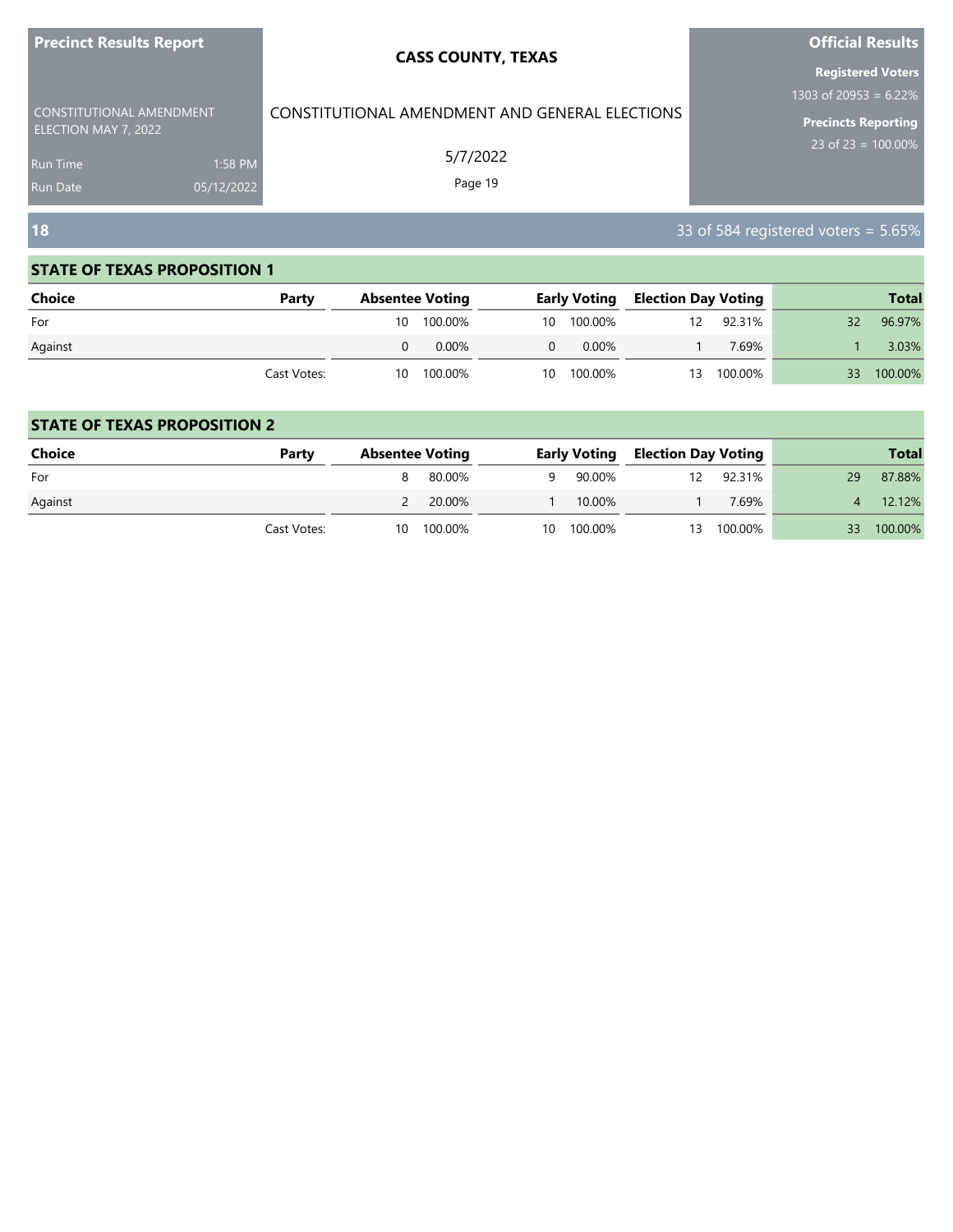## 18

33 of 584 registered voters = 5.65%

### STATE OF TEXAS PROPOSITION 1

| Choice | Party | Absentee Voting | | Early Voting | | Election Day Voting | | Total | |
|---|---|---|---|---|---|---|---|---|---|
| For | | 10 | 100.00% | 10 | 100.00% | 12 | 92.31% | 32 | 96.97% |
| Against | | 0 | 0.00% | 0 | 0.00% | 1 | 7.69% | 1 | 3.03% |
| | Cast Votes: | 10 | 100.00% | 10 | 100.00% | 13 | 100.00% | 33 | 100.00% |

### STATE OF TEXAS PROPOSITION 2

| Choice | Party | Absentee Voting | | Early Voting | | Election Day Voting | | Total | |
|---|---|---|---|---|---|---|---|---|---|
| For | | 8 | 80.00% | 9 | 90.00% | 12 | 92.31% | 29 | 87.88% |
| Against | | 2 | 20.00% | 1 | 10.00% | 1 | 7.69% | 4 | 12.12% |
| | Cast Votes: | 10 | 100.00% | 10 | 100.00% | 13 | 100.00% | 33 | 100.00% |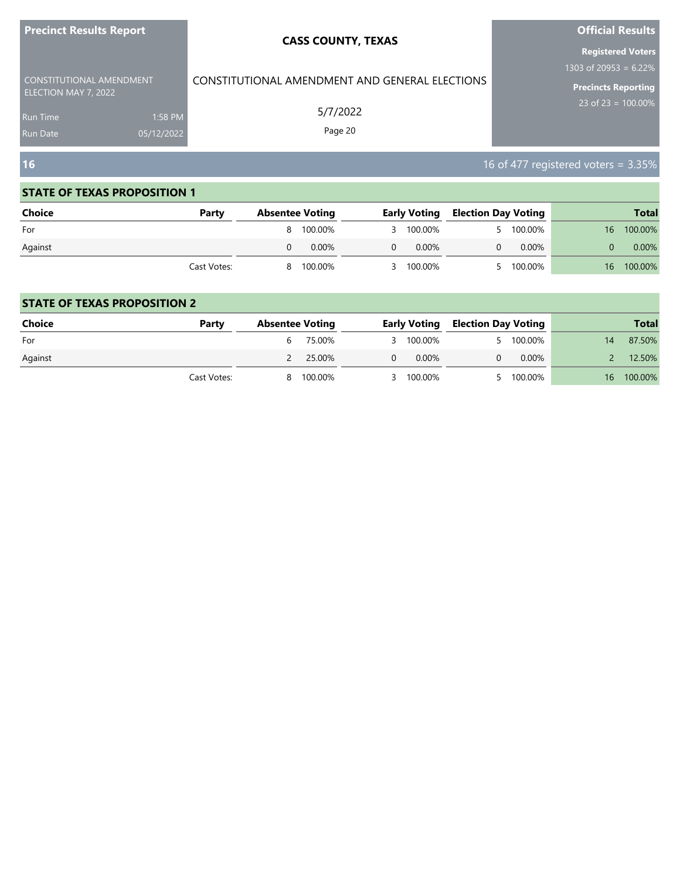## 16

16 of 477 registered voters = 3.35%

### STATE OF TEXAS PROPOSITION 1

| Choice | Party | Absentee Voting | | Early Voting | | Election Day Voting | | Total | |
|---|---|---|---|---|---|---|---|---|---|
| For | | 8 | 100.00% | 3 | 100.00% | 5 | 100.00% | 16 | 100.00% |
| Against | | 0 | 0.00% | 0 | 0.00% | 0 | 0.00% | 0 | 0.00% |
| | Cast Votes: | 8 | 100.00% | 3 | 100.00% | 5 | 100.00% | 16 | 100.00% |

### STATE OF TEXAS PROPOSITION 2

| Choice | Party | Absentee Voting | | Early Voting | | Election Day Voting | | Total | |
|---|---|---|---|---|---|---|---|---|---|
| For | | 6 | 75.00% | 3 | 100.00% | 5 | 100.00% | 14 | 87.50% |
| Against | | 2 | 25.00% | 0 | 0.00% | 0 | 0.00% | 2 | 12.50% |
| | Cast Votes: | 8 | 100.00% | 3 | 100.00% | 5 | 100.00% | 16 | 100.00% |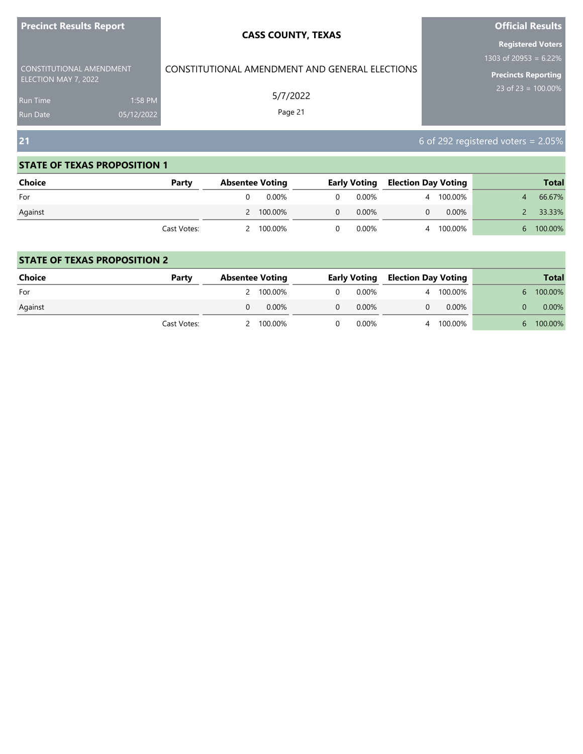**Precinct Results Report**

CONSTITUTIONAL AMENDMENT ELECTION MAY 7, 2022

Run Time 1:58 PM
Run Date 05/12/2022

**CASS COUNTY, TEXAS**

CONSTITUTIONAL AMENDMENT AND GENERAL ELECTIONS

5/7/2022

**Official Results**

**Registered Voters**
1303 of 20953 = 6.22%

**Precincts Reporting**
23 of 23 = 100.00%

## 21

6 of 292 registered voters = 2.05%

### STATE OF TEXAS PROPOSITION 1

| Choice | Party | Absentee Voting | | Early Voting | | Election Day Voting | | Total | |
|---|---|---|---|---|---|---|---|---|---|
| For | | 0 | 0.00% | 0 | 0.00% | 4 | 100.00% | 4 | 66.67% |
| Against | | 2 | 100.00% | 0 | 0.00% | 0 | 0.00% | 2 | 33.33% |
| | Cast Votes: | 2 | 100.00% | 0 | 0.00% | 4 | 100.00% | 6 | 100.00% |

### STATE OF TEXAS PROPOSITION 2

| Choice | Party | Absentee Voting | | Early Voting | | Election Day Voting | | Total | |
|---|---|---|---|---|---|---|---|---|---|
| For | | 2 | 100.00% | 0 | 0.00% | 4 | 100.00% | 6 | 100.00% |
| Against | | 0 | 0.00% | 0 | 0.00% | 0 | 0.00% | 0 | 0.00% |
| | Cast Votes: | 2 | 100.00% | 0 | 0.00% | 4 | 100.00% | 6 | 100.00% |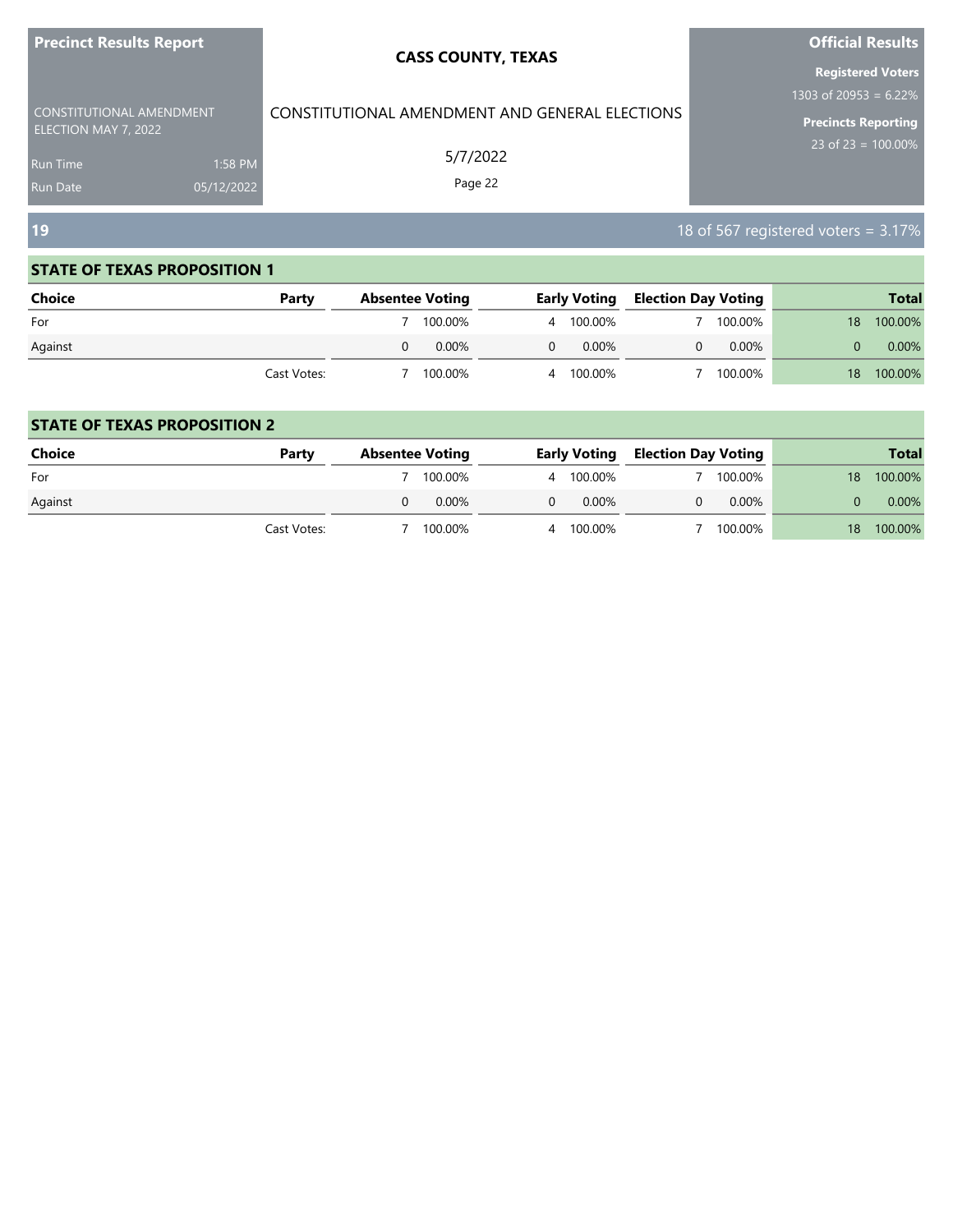## 19

18 of 567 registered voters = 3.17%

### STATE OF TEXAS PROPOSITION 1

| Choice | Party | Absentee Voting | | Early Voting | | Election Day Voting | | Total | |
|---|---|---|---|---|---|---|---|---|---|
| For | | 7 | 100.00% | 4 | 100.00% | 7 | 100.00% | 18 | 100.00% |
| Against | | 0 | 0.00% | 0 | 0.00% | 0 | 0.00% | 0 | 0.00% |
| | Cast Votes: | 7 | 100.00% | 4 | 100.00% | 7 | 100.00% | 18 | 100.00% |

### STATE OF TEXAS PROPOSITION 2

| Choice | Party | Absentee Voting | | Early Voting | | Election Day Voting | | Total | |
|---|---|---|---|---|---|---|---|---|---|
| For | | 7 | 100.00% | 4 | 100.00% | 7 | 100.00% | 18 | 100.00% |
| Against | | 0 | 0.00% | 0 | 0.00% | 0 | 0.00% | 0 | 0.00% |
| | Cast Votes: | 7 | 100.00% | 4 | 100.00% | 7 | 100.00% | 18 | 100.00% |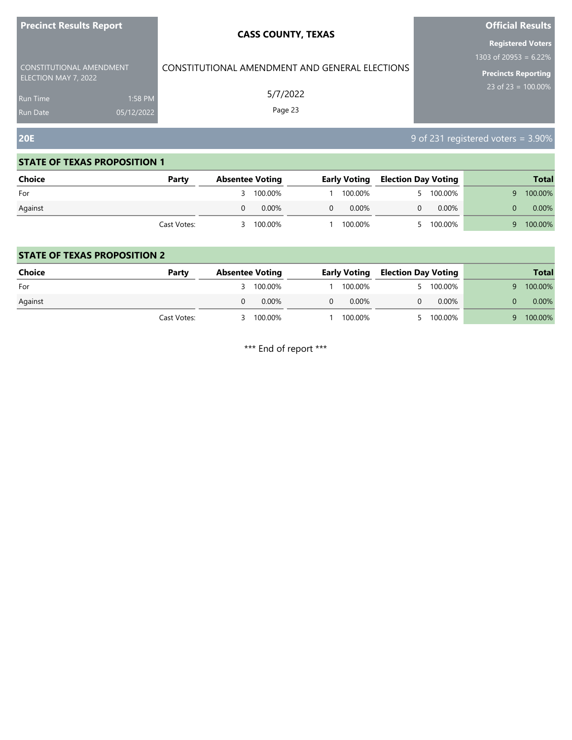## 20E

9 of 231 registered voters = 3.90%

### STATE OF TEXAS PROPOSITION 1

| Choice | Party | Absentee Voting | | Early Voting | | Election Day Voting | | Total | |
|---|---|---|---|---|---|---|---|---|---|
| For | | 3 | 100.00% | 1 | 100.00% | 5 | 100.00% | 9 | 100.00% |
| Against | | 0 | 0.00% | 0 | 0.00% | 0 | 0.00% | 0 | 0.00% |
| | Cast Votes: | 3 | 100.00% | 1 | 100.00% | 5 | 100.00% | 9 | 100.00% |

### STATE OF TEXAS PROPOSITION 2

| Choice | Party | Absentee Voting | | Early Voting | | Election Day Voting | | Total | |
|---|---|---|---|---|---|---|---|---|---|
| For | | 3 | 100.00% | 1 | 100.00% | 5 | 100.00% | 9 | 100.00% |
| Against | | 0 | 0.00% | 0 | 0.00% | 0 | 0.00% | 0 | 0.00% |
| | Cast Votes: | 3 | 100.00% | 1 | 100.00% | 5 | 100.00% | 9 | 100.00% |

*** End of report ***